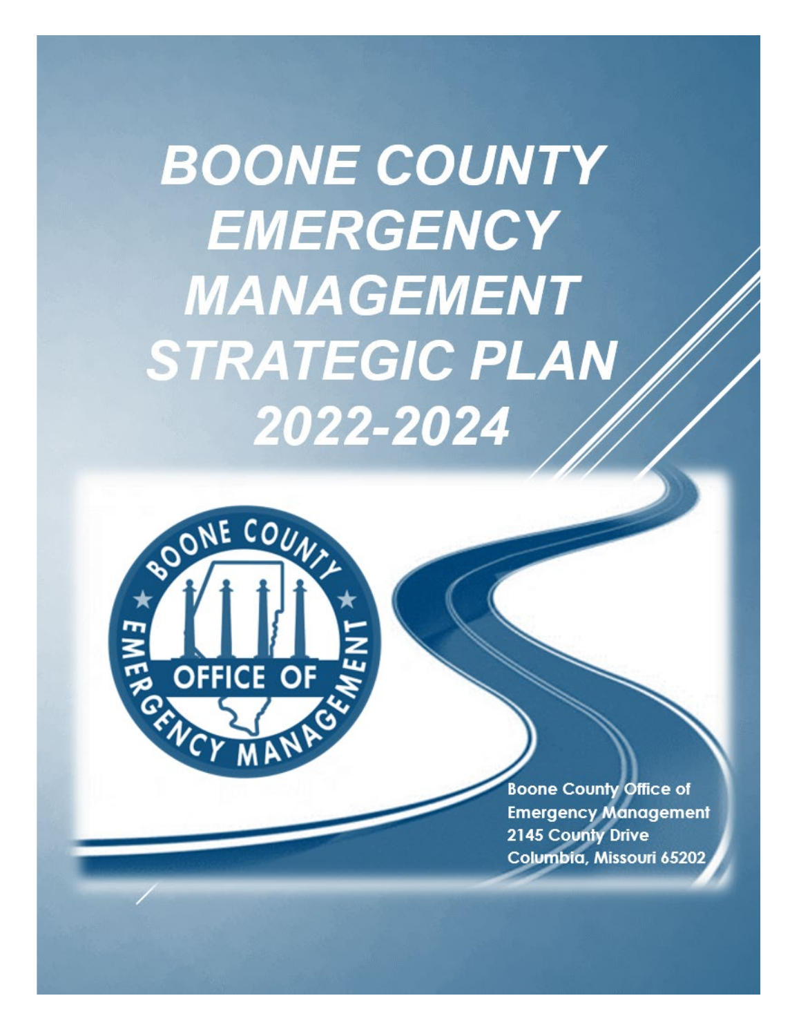# BOONE COUNTY EMERGENCY MANAGEMENT STRATEGIC PLAN 2022-2024

**Boone County Office of Emergency Management**
**2145 County Drive**
**Columbia, Missouri 65202**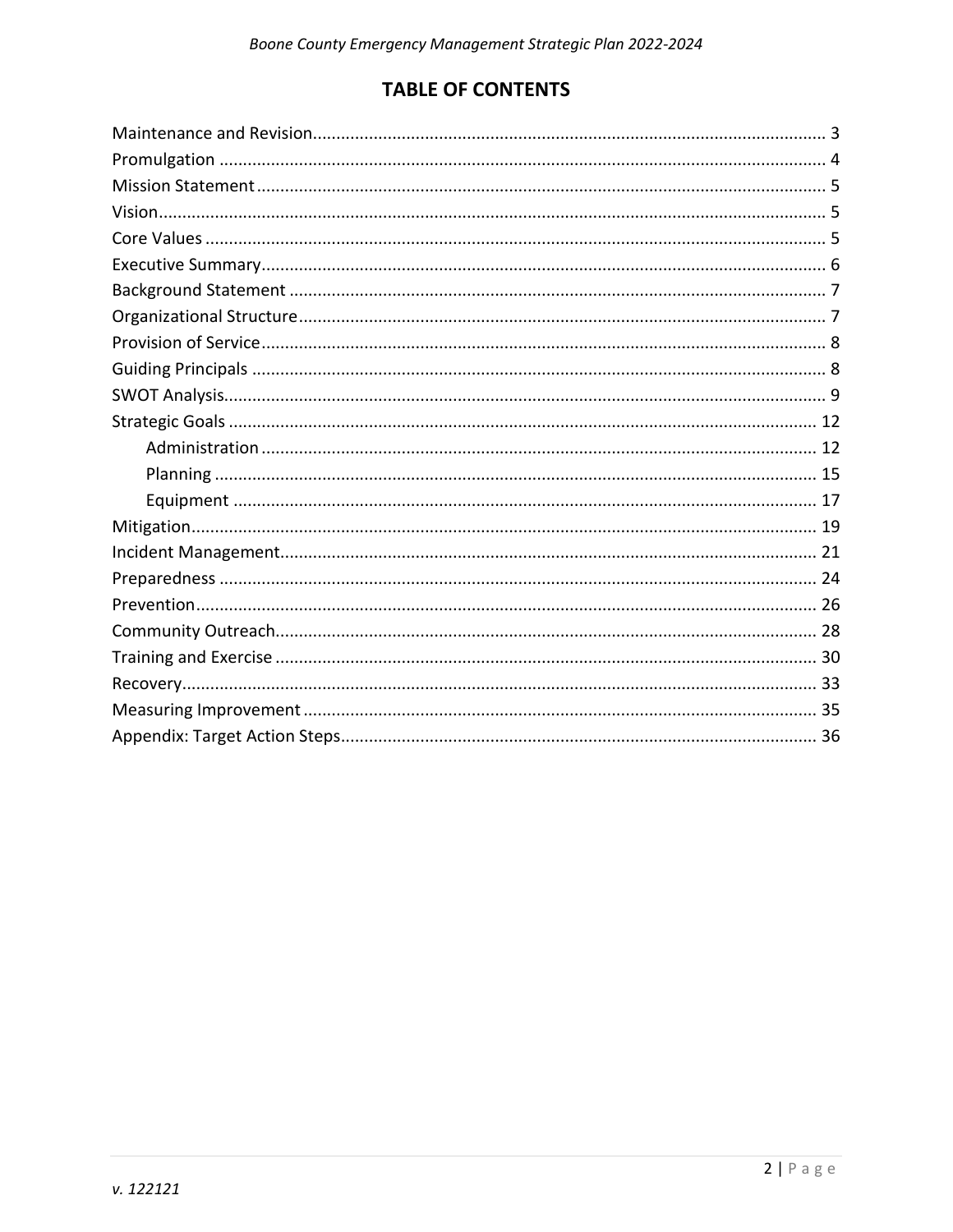# TABLE OF CONTENTS

Maintenance and Revision.......... 3
Promulgation .......... 4
Mission Statement .......... 5
Vision.......... 5
Core Values .......... 5
Executive Summary.......... 6
Background Statement .......... 7
Organizational Structure.......... 7
Provision of Service.......... 8
Guiding Principals .......... 8
SWOT Analysis.......... 9
Strategic Goals .......... 12
- Administration .......... 12
- Planning .......... 15
- Equipment .......... 17

Mitigation.......... 19
Incident Management.......... 21
Preparedness .......... 24
Prevention.......... 26
Community Outreach.......... 28
Training and Exercise .......... 30
Recovery.......... 33
Measuring Improvement .......... 35
Appendix: Target Action Steps.......... 36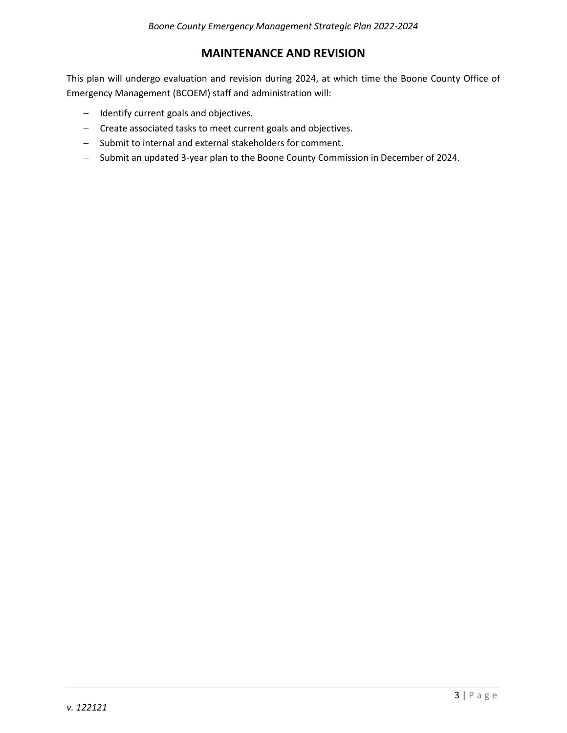## MAINTENANCE AND REVISION

This plan will undergo evaluation and revision during 2024, at which time the Boone County Office of Emergency Management (BCOEM) staff and administration will:

- Identify current goals and objectives.
- Create associated tasks to meet current goals and objectives.
- Submit to internal and external stakeholders for comment.
- Submit an updated 3-year plan to the Boone County Commission in December of 2024.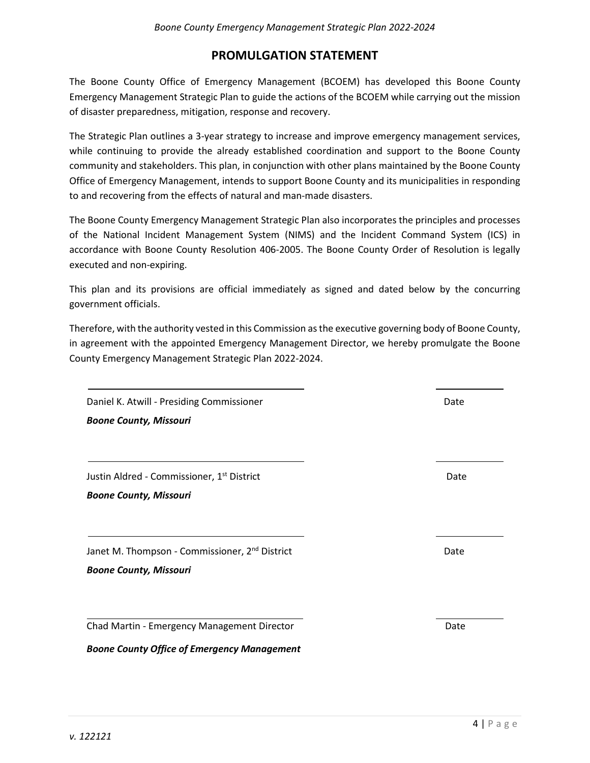# PROMULGATION STATEMENT

The Boone County Office of Emergency Management (BCOEM) has developed this Boone County Emergency Management Strategic Plan to guide the actions of the BCOEM while carrying out the mission of disaster preparedness, mitigation, response and recovery.

The Strategic Plan outlines a 3-year strategy to increase and improve emergency management services, while continuing to provide the already established coordination and support to the Boone County community and stakeholders. This plan, in conjunction with other plans maintained by the Boone County Office of Emergency Management, intends to support Boone County and its municipalities in responding to and recovering from the effects of natural and man-made disasters.

The Boone County Emergency Management Strategic Plan also incorporates the principles and processes of the National Incident Management System (NIMS) and the Incident Command System (ICS) in accordance with Boone County Resolution 406-2005. The Boone County Order of Resolution is legally executed and non-expiring.

This plan and its provisions are official immediately as signed and dated below by the concurring government officials.

Therefore, with the authority vested in this Commission as the executive governing body of Boone County, in agreement with the appointed Emergency Management Director, we hereby promulgate the Boone County Emergency Management Strategic Plan 2022-2024.

_______________________________________ ______________

Daniel K. Atwill - Presiding Commissioner Date

***Boone County, Missouri***

_______________________________________ ______________

Justin Aldred - Commissioner, 1st District Date

***Boone County, Missouri***

_______________________________________ ______________

Janet M. Thompson - Commissioner, 2nd District Date

***Boone County, Missouri***

_______________________________________ ______________

Chad Martin - Emergency Management Director Date

***Boone County Office of Emergency Management***

*v. 122121*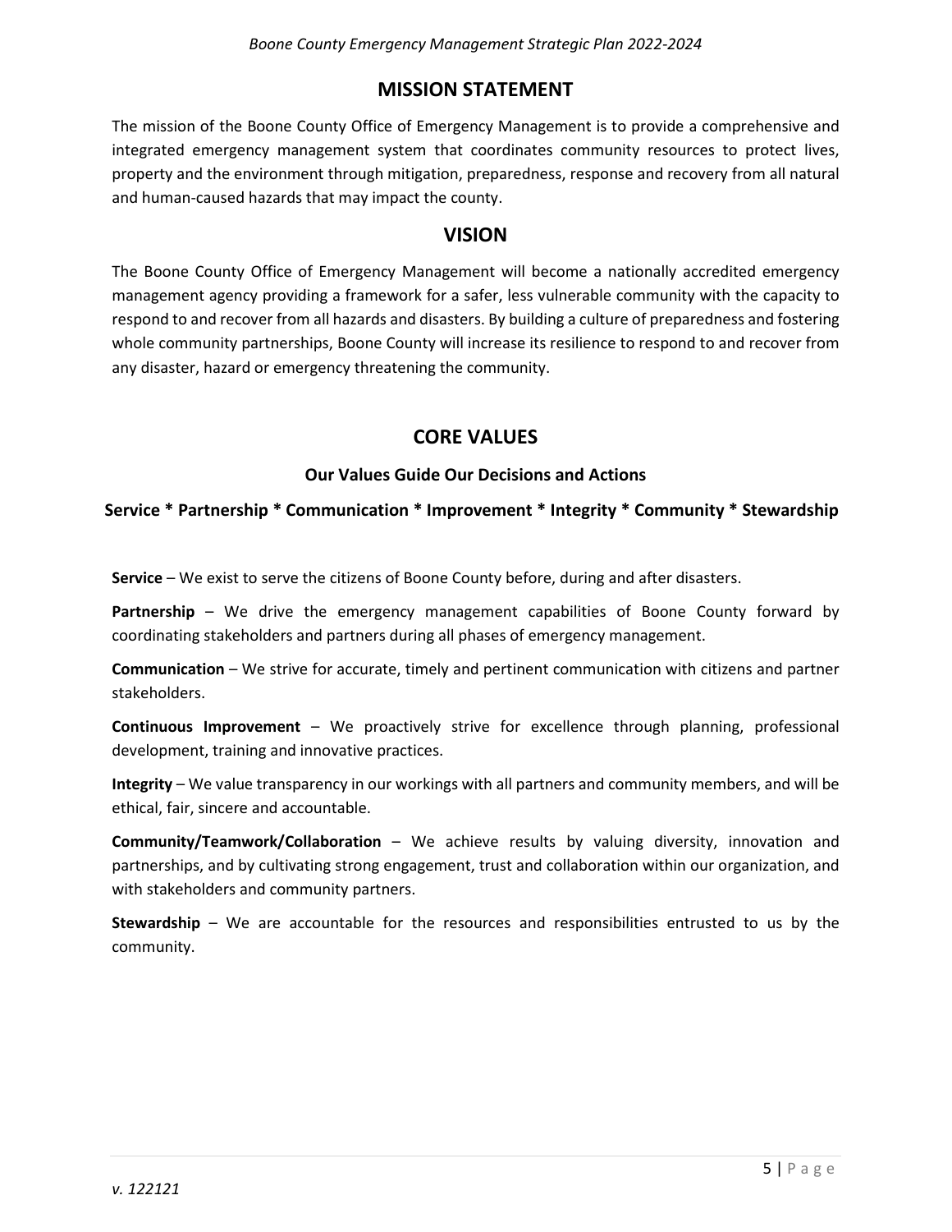## MISSION STATEMENT

The mission of the Boone County Office of Emergency Management is to provide a comprehensive and integrated emergency management system that coordinates community resources to protect lives, property and the environment through mitigation, preparedness, response and recovery from all natural and human-caused hazards that may impact the county.

## VISION

The Boone County Office of Emergency Management will become a nationally accredited emergency management agency providing a framework for a safer, less vulnerable community with the capacity to respond to and recover from all hazards and disasters. By building a culture of preparedness and fostering whole community partnerships, Boone County will increase its resilience to respond to and recover from any disaster, hazard or emergency threatening the community.

## CORE VALUES

### Our Values Guide Our Decisions and Actions

**Service * Partnership * Communication * Improvement * Integrity * Community * Stewardship**

**Service** – We exist to serve the citizens of Boone County before, during and after disasters.

**Partnership** – We drive the emergency management capabilities of Boone County forward by coordinating stakeholders and partners during all phases of emergency management.

**Communication** – We strive for accurate, timely and pertinent communication with citizens and partner stakeholders.

**Continuous Improvement** – We proactively strive for excellence through planning, professional development, training and innovative practices.

**Integrity** – We value transparency in our workings with all partners and community members, and will be ethical, fair, sincere and accountable.

**Community/Teamwork/Collaboration** – We achieve results by valuing diversity, innovation and partnerships, and by cultivating strong engagement, trust and collaboration within our organization, and with stakeholders and community partners.

**Stewardship** – We are accountable for the resources and responsibilities entrusted to us by the community.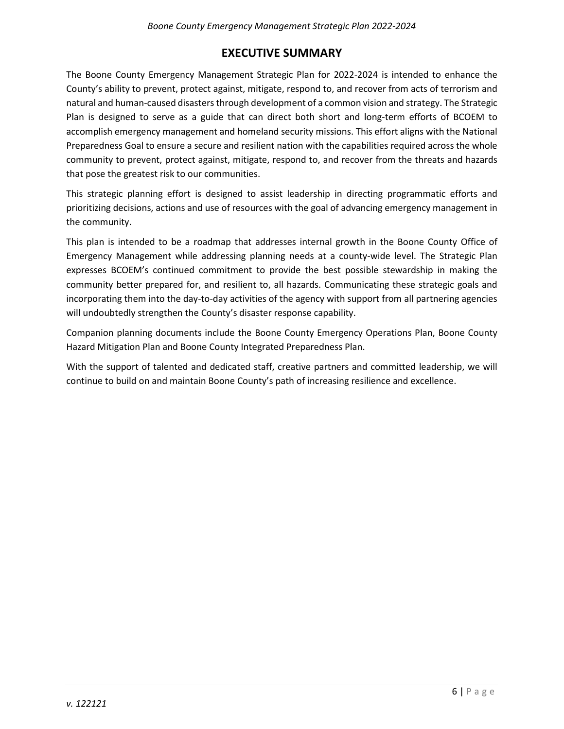# EXECUTIVE SUMMARY

The Boone County Emergency Management Strategic Plan for 2022-2024 is intended to enhance the County's ability to prevent, protect against, mitigate, respond to, and recover from acts of terrorism and natural and human-caused disasters through development of a common vision and strategy. The Strategic Plan is designed to serve as a guide that can direct both short and long-term efforts of BCOEM to accomplish emergency management and homeland security missions. This effort aligns with the National Preparedness Goal to ensure a secure and resilient nation with the capabilities required across the whole community to prevent, protect against, mitigate, respond to, and recover from the threats and hazards that pose the greatest risk to our communities.

This strategic planning effort is designed to assist leadership in directing programmatic efforts and prioritizing decisions, actions and use of resources with the goal of advancing emergency management in the community.

This plan is intended to be a roadmap that addresses internal growth in the Boone County Office of Emergency Management while addressing planning needs at a county-wide level. The Strategic Plan expresses BCOEM's continued commitment to provide the best possible stewardship in making the community better prepared for, and resilient to, all hazards. Communicating these strategic goals and incorporating them into the day-to-day activities of the agency with support from all partnering agencies will undoubtedly strengthen the County's disaster response capability.

Companion planning documents include the Boone County Emergency Operations Plan, Boone County Hazard Mitigation Plan and Boone County Integrated Preparedness Plan.

With the support of talented and dedicated staff, creative partners and committed leadership, we will continue to build on and maintain Boone County's path of increasing resilience and excellence.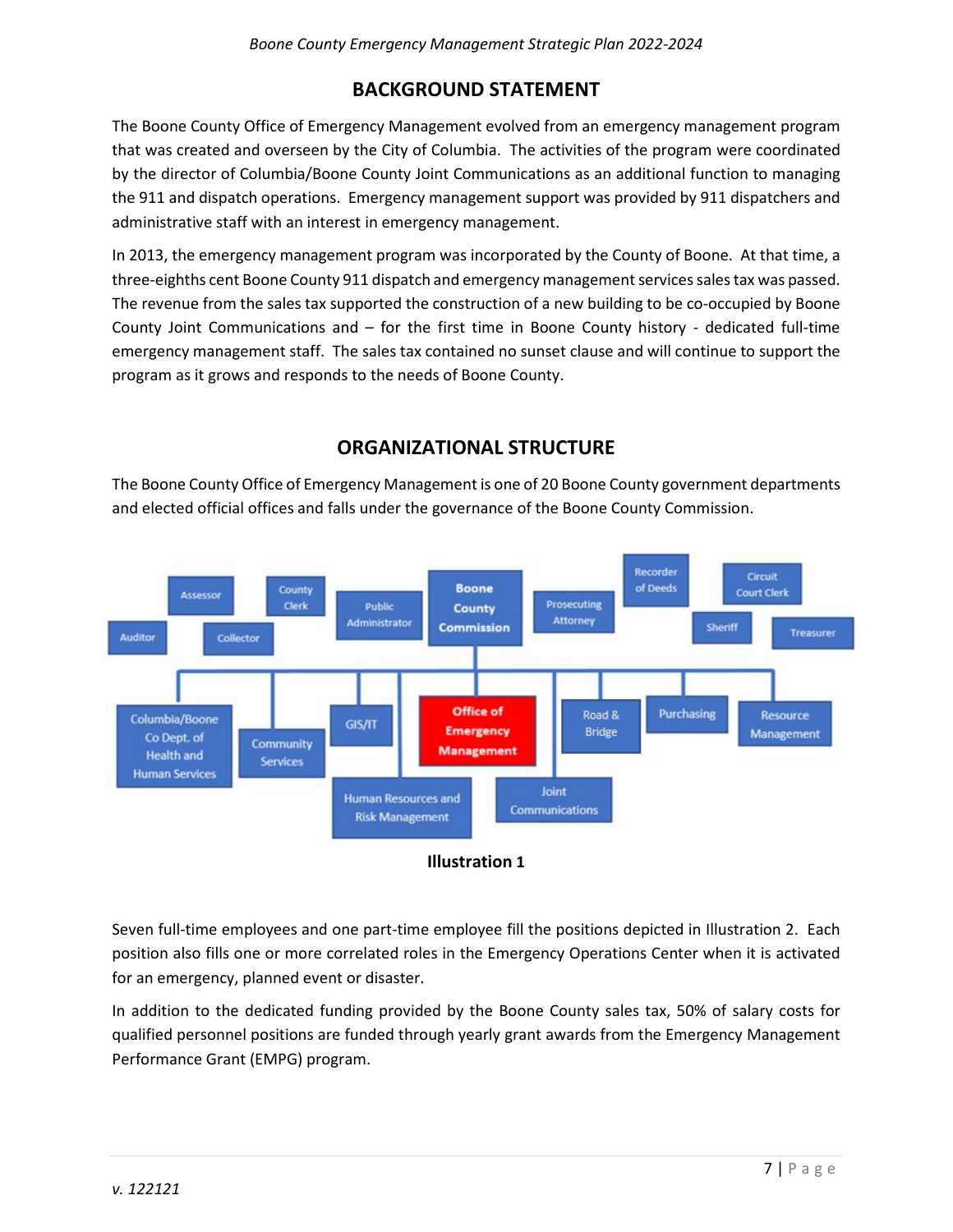## BACKGROUND STATEMENT

The Boone County Office of Emergency Management evolved from an emergency management program that was created and overseen by the City of Columbia. The activities of the program were coordinated by the director of Columbia/Boone County Joint Communications as an additional function to managing the 911 and dispatch operations. Emergency management support was provided by 911 dispatchers and administrative staff with an interest in emergency management.

In 2013, the emergency management program was incorporated by the County of Boone. At that time, a three-eighths cent Boone County 911 dispatch and emergency management services sales tax was passed. The revenue from the sales tax supported the construction of a new building to be co-occupied by Boone County Joint Communications and – for the first time in Boone County history - dedicated full-time emergency management staff. The sales tax contained no sunset clause and will continue to support the program as it grows and responds to the needs of Boone County.

## ORGANIZATIONAL STRUCTURE

The Boone County Office of Emergency Management is one of 20 Boone County government departments and elected official offices and falls under the governance of the Boone County Commission.

**Illustration 1**

Seven full-time employees and one part-time employee fill the positions depicted in Illustration 2. Each position also fills one or more correlated roles in the Emergency Operations Center when it is activated for an emergency, planned event or disaster.

In addition to the dedicated funding provided by the Boone County sales tax, 50% of salary costs for qualified personnel positions are funded through yearly grant awards from the Emergency Management Performance Grant (EMPG) program.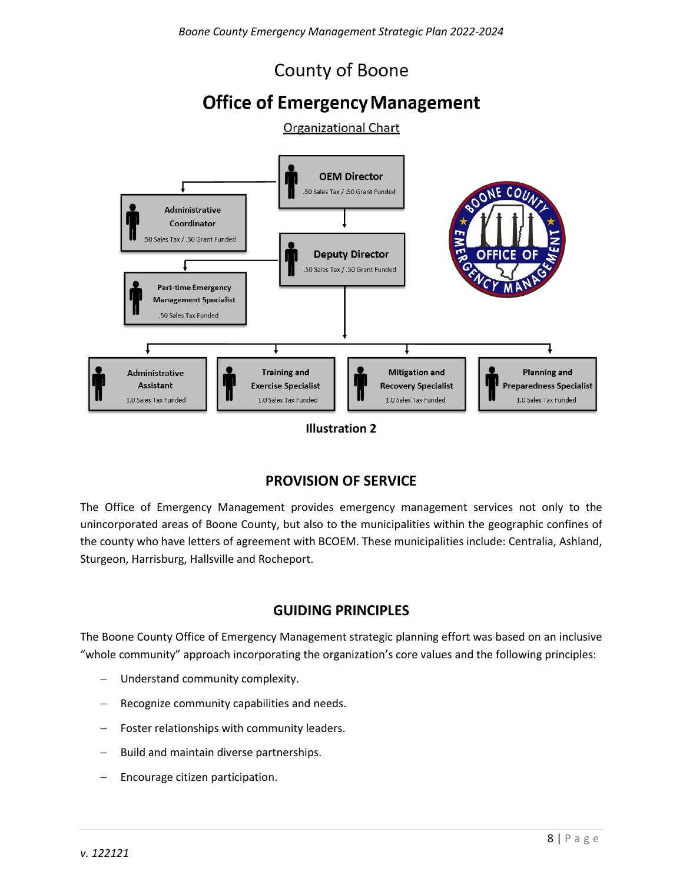# County of Boone

## Office of Emergency Management

Organizational Chart

- **OEM Director** — .50 Sales Tax / .50 Grant Funded
  - **Administrative Coordinator** — .50 Sales Tax / .50 Grant Funded
  - **Deputy Director** — .50 Sales Tax / .50 Grant Funded
    - **Part-time Emergency Management Specialist** — .50 Sales Tax Funded
    - **Administrative Assistant** — 1.0 Sales Tax Funded
    - **Training and Exercise Specialist** — 1.0 Sales Tax Funded
    - **Mitigation and Recovery Specialist** — 1.0 Sales Tax Funded
    - **Planning and Preparedness Specialist** — 1.0 Sales Tax Funded

**Illustration 2**

## PROVISION OF SERVICE

The Office of Emergency Management provides emergency management services not only to the unincorporated areas of Boone County, but also to the municipalities within the geographic confines of the county who have letters of agreement with BCOEM. These municipalities include: Centralia, Ashland, Sturgeon, Harrisburg, Hallsville and Rocheport.

## GUIDING PRINCIPLES

The Boone County Office of Emergency Management strategic planning effort was based on an inclusive "whole community" approach incorporating the organization's core values and the following principles:

- Understand community complexity.
- Recognize community capabilities and needs.
- Foster relationships with community leaders.
- Build and maintain diverse partnerships.
- Encourage citizen participation.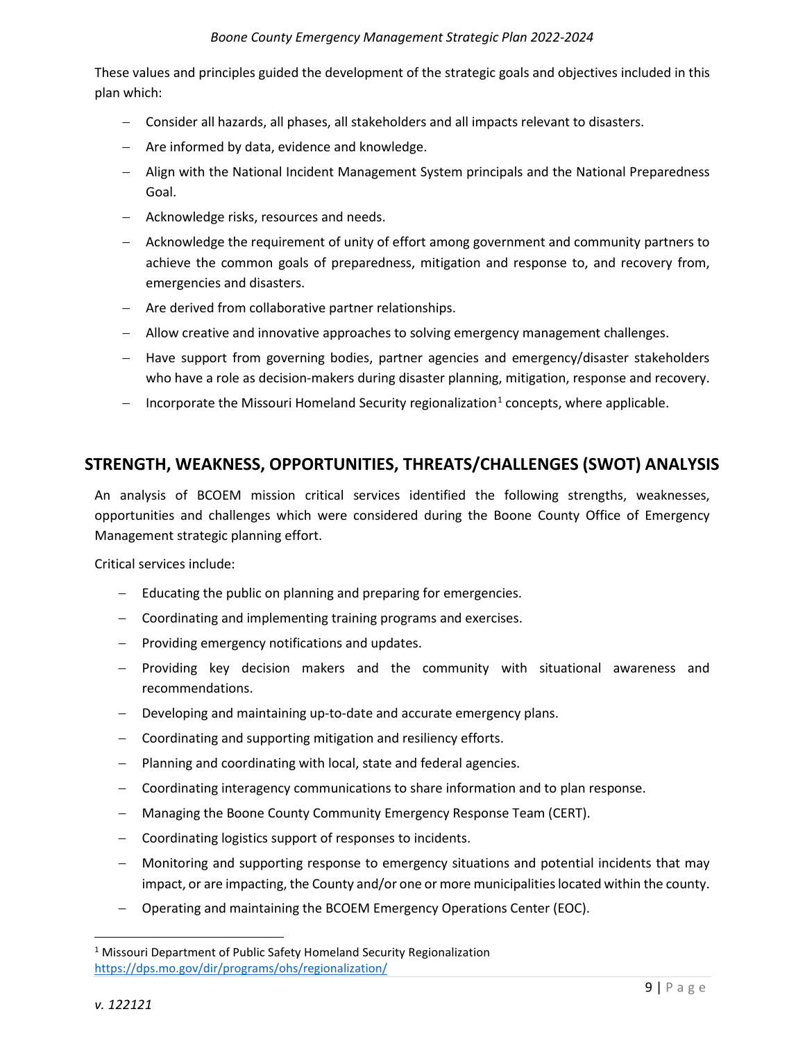These values and principles guided the development of the strategic goals and objectives included in this plan which:

- Consider all hazards, all phases, all stakeholders and all impacts relevant to disasters.
- Are informed by data, evidence and knowledge.
- Align with the National Incident Management System principals and the National Preparedness Goal.
- Acknowledge risks, resources and needs.
- Acknowledge the requirement of unity of effort among government and community partners to achieve the common goals of preparedness, mitigation and response to, and recovery from, emergencies and disasters.
- Are derived from collaborative partner relationships.
- Allow creative and innovative approaches to solving emergency management challenges.
- Have support from governing bodies, partner agencies and emergency/disaster stakeholders who have a role as decision-makers during disaster planning, mitigation, response and recovery.
- Incorporate the Missouri Homeland Security regionalization[1] concepts, where applicable.

## STRENGTH, WEAKNESS, OPPORTUNITIES, THREATS/CHALLENGES (SWOT) ANALYSIS

An analysis of BCOEM mission critical services identified the following strengths, weaknesses, opportunities and challenges which were considered during the Boone County Office of Emergency Management strategic planning effort.

Critical services include:

- Educating the public on planning and preparing for emergencies.
- Coordinating and implementing training programs and exercises.
- Providing emergency notifications and updates.
- Providing key decision makers and the community with situational awareness and recommendations.
- Developing and maintaining up-to-date and accurate emergency plans.
- Coordinating and supporting mitigation and resiliency efforts.
- Planning and coordinating with local, state and federal agencies.
- Coordinating interagency communications to share information and to plan response.
- Managing the Boone County Community Emergency Response Team (CERT).
- Coordinating logistics support of responses to incidents.
- Monitoring and supporting response to emergency situations and potential incidents that may impact, or are impacting, the County and/or one or more municipalities located within the county.
- Operating and maintaining the BCOEM Emergency Operations Center (EOC).

[1] Missouri Department of Public Safety Homeland Security Regionalization https://dps.mo.gov/dir/programs/ohs/regionalization/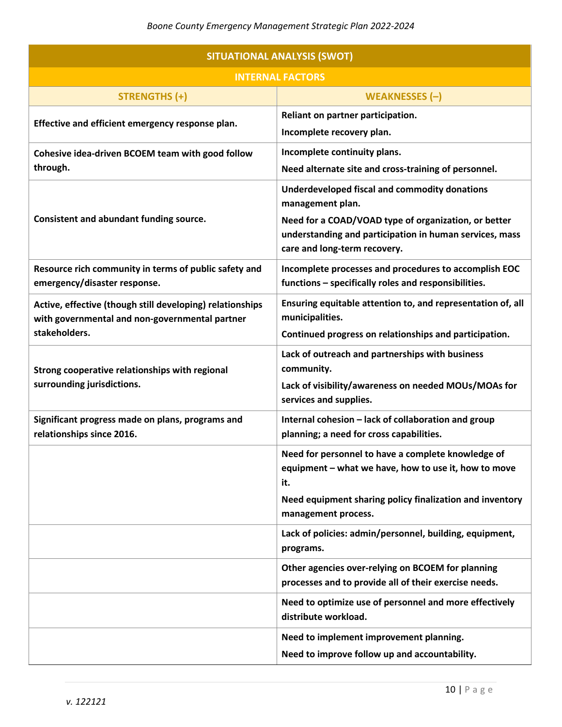| SITUATIONAL ANALYSIS (SWOT) | |
|---|---|
| **INTERNAL FACTORS** | |
| **STRENGTHS (+)** | **WEAKNESSES (–)** |
| **Effective and efficient emergency response plan.** | **Reliant on partner participation.**<br>**Incomplete recovery plan.** |
| **Cohesive idea-driven BCOEM team with good follow through.** | **Incomplete continuity plans.**<br>**Need alternate site and cross-training of personnel.** |
| **Consistent and abundant funding source.** | **Underdeveloped fiscal and commodity donations management plan.**<br>**Need for a COAD/VOAD type of organization, or better understanding and participation in human services, mass care and long-term recovery.** |
| **Resource rich community in terms of public safety and emergency/disaster response.** | **Incomplete processes and procedures to accomplish EOC functions – specifically roles and responsibilities.** |
| **Active, effective (though still developing) relationships with governmental and non-governmental partner stakeholders.** | **Ensuring equitable attention to, and representation of, all municipalities.**<br>**Continued progress on relationships and participation.** |
| **Strong cooperative relationships with regional surrounding jurisdictions.** | **Lack of outreach and partnerships with business community.**<br>**Lack of visibility/awareness on needed MOUs/MOAs for services and supplies.** |
| **Significant progress made on plans, programs and relationships since 2016.** | **Internal cohesion – lack of collaboration and group planning; a need for cross capabilities.** |
| | **Need for personnel to have a complete knowledge of equipment – what we have, how to use it, how to move it.**<br>**Need equipment sharing policy finalization and inventory management process.** |
| | **Lack of policies: admin/personnel, building, equipment, programs.** |
| | **Other agencies over-relying on BCOEM for planning processes and to provide all of their exercise needs.** |
| | **Need to optimize use of personnel and more effectively distribute workload.** |
| | **Need to implement improvement planning.**<br>**Need to improve follow up and accountability.** |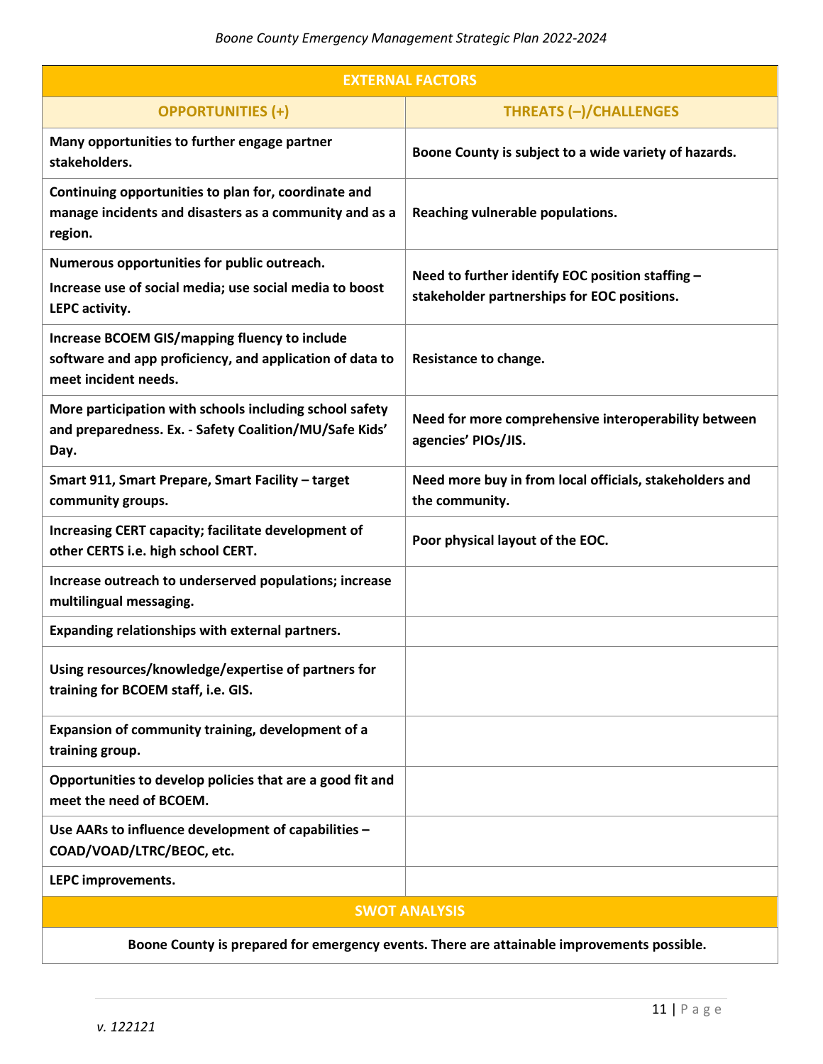| EXTERNAL FACTORS | |
|---|---|
| **OPPORTUNITIES (+)** | **THREATS (–)/CHALLENGES** |
| **Many opportunities to further engage partner stakeholders.** | **Boone County is subject to a wide variety of hazards.** |
| **Continuing opportunities to plan for, coordinate and manage incidents and disasters as a community and as a region.** | **Reaching vulnerable populations.** |
| **Numerous opportunities for public outreach.** **Increase use of social media; use social media to boost LEPC activity.** | **Need to further identify EOC position staffing – stakeholder partnerships for EOC positions.** |
| **Increase BCOEM GIS/mapping fluency to include software and app proficiency, and application of data to meet incident needs.** | **Resistance to change.** |
| **More participation with schools including school safety and preparedness. Ex. - Safety Coalition/MU/Safe Kids' Day.** | **Need for more comprehensive interoperability between agencies' PIOs/JIS.** |
| **Smart 911, Smart Prepare, Smart Facility – target community groups.** | **Need more buy in from local officials, stakeholders and the community.** |
| **Increasing CERT capacity; facilitate development of other CERTS i.e. high school CERT.** | **Poor physical layout of the EOC.** |
| **Increase outreach to underserved populations; increase multilingual messaging.** | |
| **Expanding relationships with external partners.** | |
| **Using resources/knowledge/expertise of partners for training for BCOEM staff, i.e. GIS.** | |
| **Expansion of community training, development of a training group.** | |
| **Opportunities to develop policies that are a good fit and meet the need of BCOEM.** | |
| **Use AARs to influence development of capabilities – COAD/VOAD/LTRC/BEOC, etc.** | |
| **LEPC improvements.** | |

| SWOT ANALYSIS |
|---|
| **Boone County is prepared for emergency events. There are attainable improvements possible.** |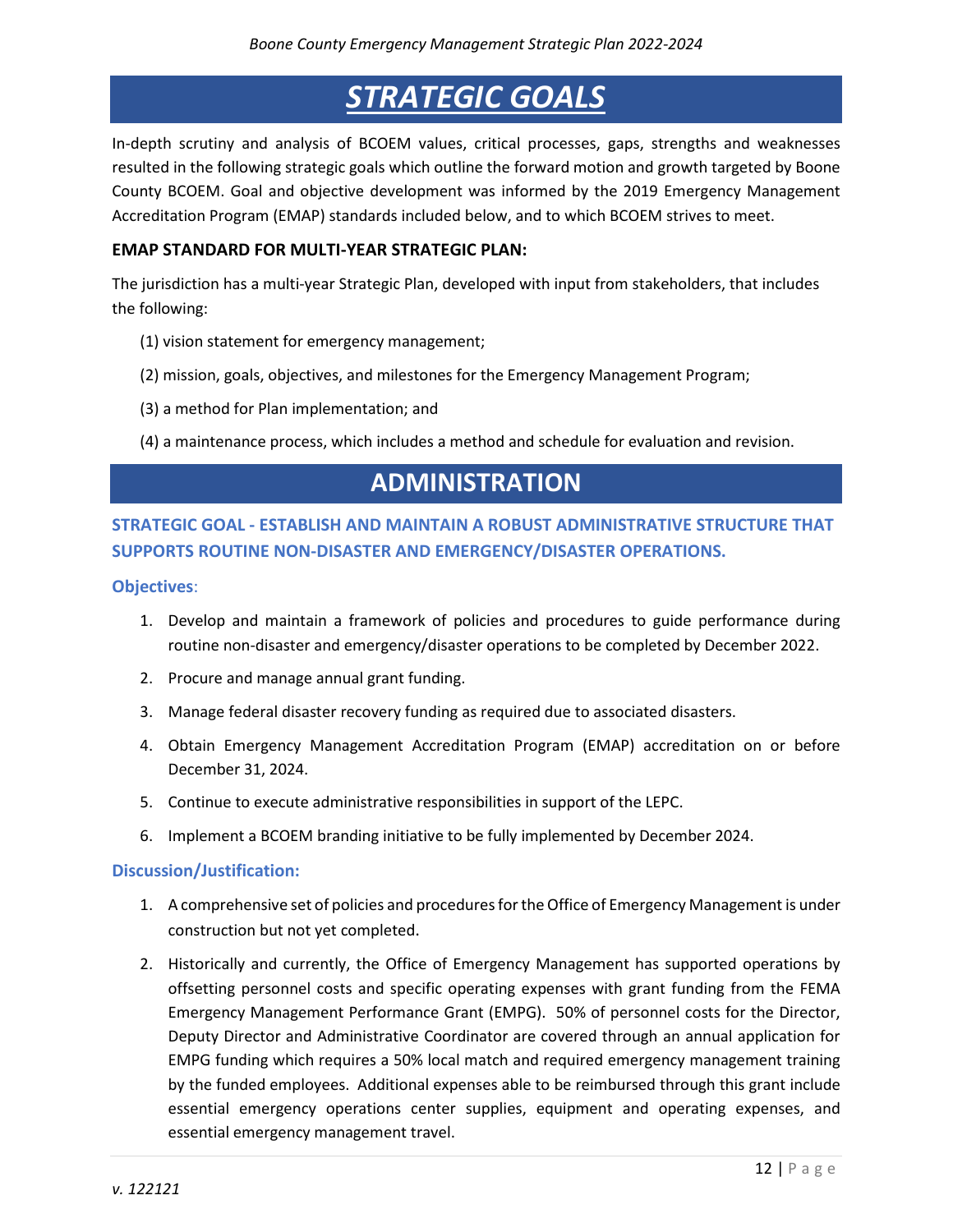# *STRATEGIC GOALS*

In-depth scrutiny and analysis of BCOEM values, critical processes, gaps, strengths and weaknesses resulted in the following strategic goals which outline the forward motion and growth targeted by Boone County BCOEM. Goal and objective development was informed by the 2019 Emergency Management Accreditation Program (EMAP) standards included below, and to which BCOEM strives to meet.

**EMAP STANDARD FOR MULTI-YEAR STRATEGIC PLAN:**

The jurisdiction has a multi-year Strategic Plan, developed with input from stakeholders, that includes the following:

(1) vision statement for emergency management;

(2) mission, goals, objectives, and milestones for the Emergency Management Program;

(3) a method for Plan implementation; and

(4) a maintenance process, which includes a method and schedule for evaluation and revision.

## ADMINISTRATION

### STRATEGIC GOAL - ESTABLISH AND MAINTAIN A ROBUST ADMINISTRATIVE STRUCTURE THAT SUPPORTS ROUTINE NON-DISASTER AND EMERGENCY/DISASTER OPERATIONS.

#### Objectives:

1. Develop and maintain a framework of policies and procedures to guide performance during routine non-disaster and emergency/disaster operations to be completed by December 2022.
2. Procure and manage annual grant funding.
3. Manage federal disaster recovery funding as required due to associated disasters.
4. Obtain Emergency Management Accreditation Program (EMAP) accreditation on or before December 31, 2024.
5. Continue to execute administrative responsibilities in support of the LEPC.
6. Implement a BCOEM branding initiative to be fully implemented by December 2024.

#### Discussion/Justification:

1. A comprehensive set of policies and procedures for the Office of Emergency Management is under construction but not yet completed.
2. Historically and currently, the Office of Emergency Management has supported operations by offsetting personnel costs and specific operating expenses with grant funding from the FEMA Emergency Management Performance Grant (EMPG). 50% of personnel costs for the Director, Deputy Director and Administrative Coordinator are covered through an annual application for EMPG funding which requires a 50% local match and required emergency management training by the funded employees. Additional expenses able to be reimbursed through this grant include essential emergency operations center supplies, equipment and operating expenses, and essential emergency management travel.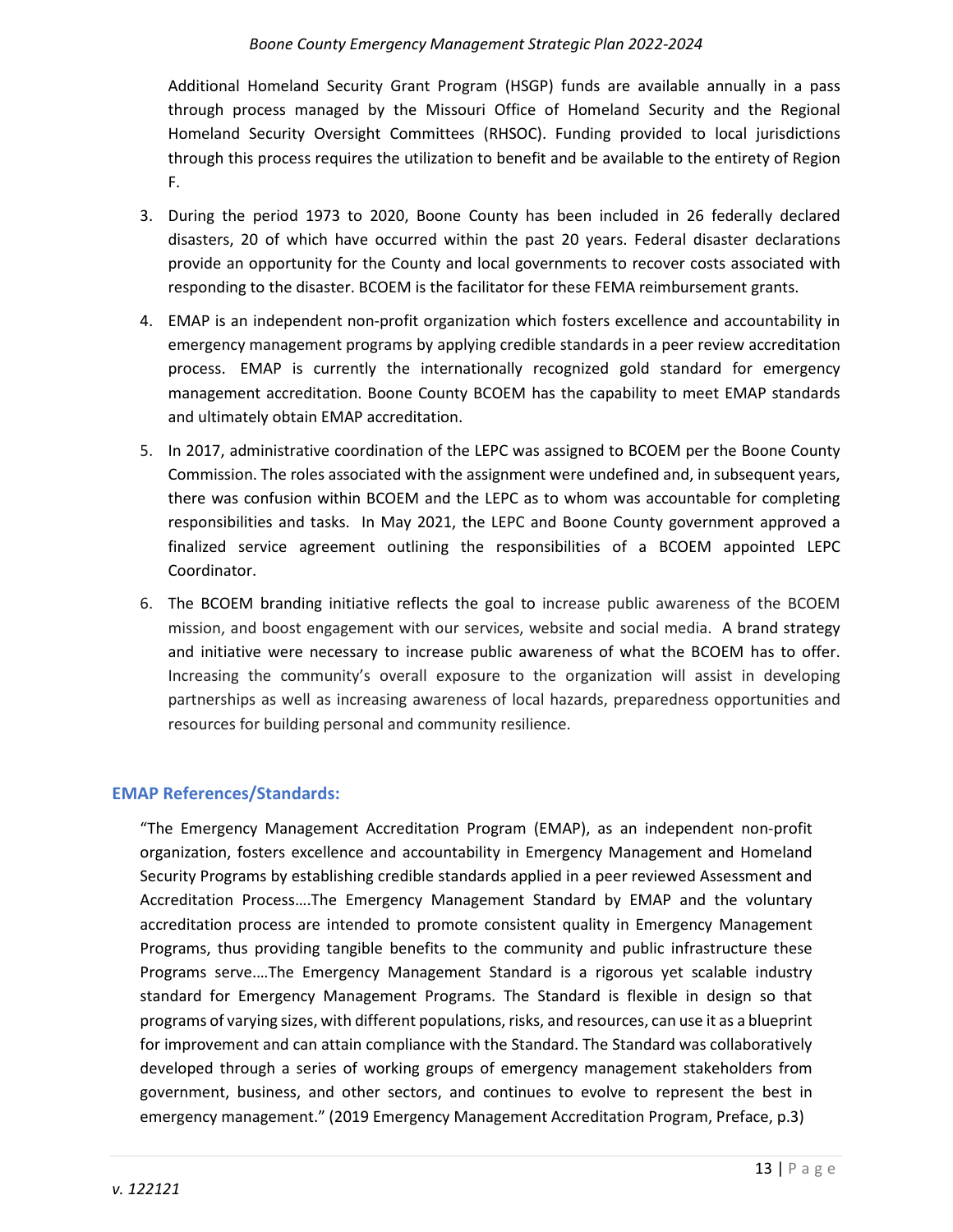Additional Homeland Security Grant Program (HSGP) funds are available annually in a pass through process managed by the Missouri Office of Homeland Security and the Regional Homeland Security Oversight Committees (RHSOC). Funding provided to local jurisdictions through this process requires the utilization to benefit and be available to the entirety of Region F.

3. During the period 1973 to 2020, Boone County has been included in 26 federally declared disasters, 20 of which have occurred within the past 20 years. Federal disaster declarations provide an opportunity for the County and local governments to recover costs associated with responding to the disaster. BCOEM is the facilitator for these FEMA reimbursement grants.

4. EMAP is an independent non-profit organization which fosters excellence and accountability in emergency management programs by applying credible standards in a peer review accreditation process. EMAP is currently the internationally recognized gold standard for emergency management accreditation. Boone County BCOEM has the capability to meet EMAP standards and ultimately obtain EMAP accreditation.

5. In 2017, administrative coordination of the LEPC was assigned to BCOEM per the Boone County Commission. The roles associated with the assignment were undefined and, in subsequent years, there was confusion within BCOEM and the LEPC as to whom was accountable for completing responsibilities and tasks. In May 2021, the LEPC and Boone County government approved a finalized service agreement outlining the responsibilities of a BCOEM appointed LEPC Coordinator.

6. The BCOEM branding initiative reflects the goal to increase public awareness of the BCOEM mission, and boost engagement with our services, website and social media. A brand strategy and initiative were necessary to increase public awareness of what the BCOEM has to offer. Increasing the community's overall exposure to the organization will assist in developing partnerships as well as increasing awareness of local hazards, preparedness opportunities and resources for building personal and community resilience.

## EMAP References/Standards:

"The Emergency Management Accreditation Program (EMAP), as an independent non-profit organization, fosters excellence and accountability in Emergency Management and Homeland Security Programs by establishing credible standards applied in a peer reviewed Assessment and Accreditation Process….The Emergency Management Standard by EMAP and the voluntary accreditation process are intended to promote consistent quality in Emergency Management Programs, thus providing tangible benefits to the community and public infrastructure these Programs serve….The Emergency Management Standard is a rigorous yet scalable industry standard for Emergency Management Programs. The Standard is flexible in design so that programs of varying sizes, with different populations, risks, and resources, can use it as a blueprint for improvement and can attain compliance with the Standard. The Standard was collaboratively developed through a series of working groups of emergency management stakeholders from government, business, and other sectors, and continues to evolve to represent the best in emergency management." (2019 Emergency Management Accreditation Program, Preface, p.3)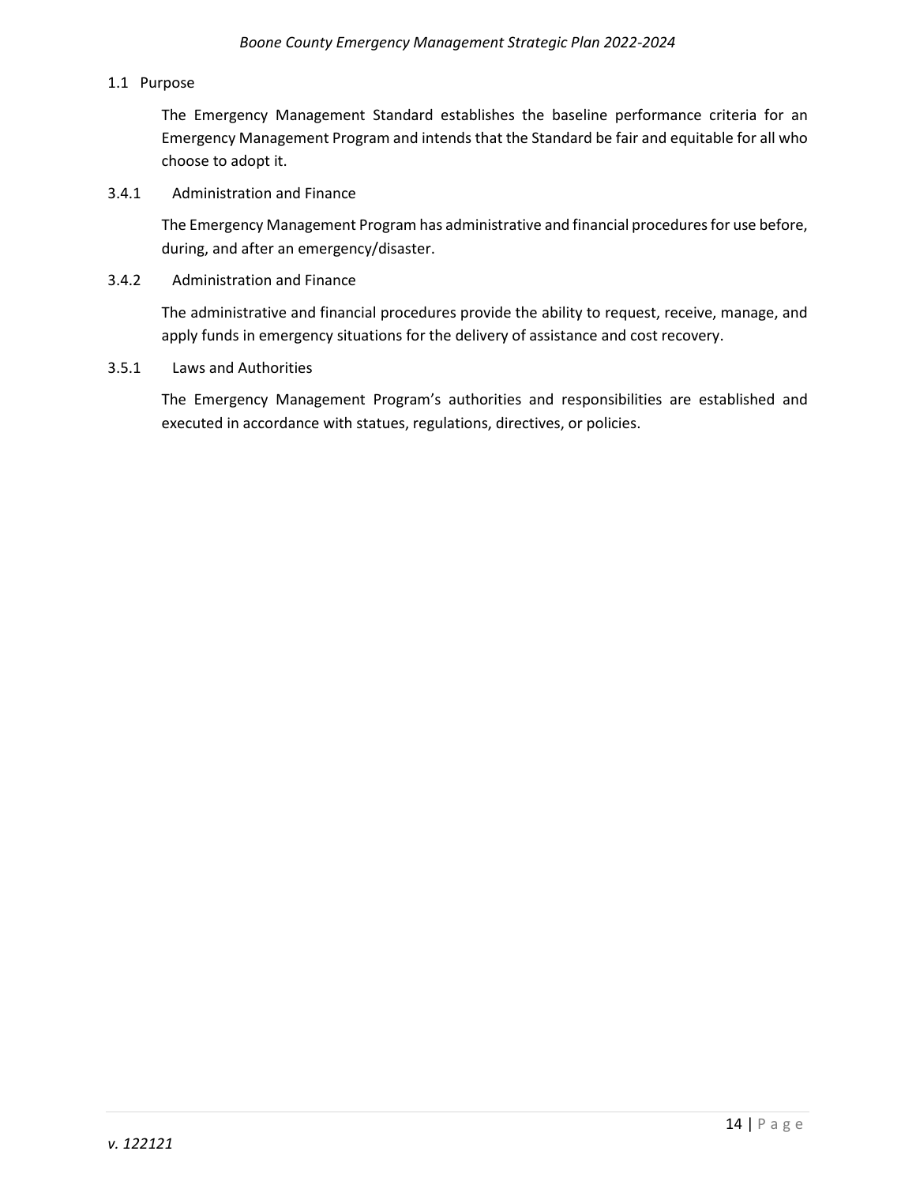1.1 Purpose

The Emergency Management Standard establishes the baseline performance criteria for an Emergency Management Program and intends that the Standard be fair and equitable for all who choose to adopt it.

3.4.1 Administration and Finance

The Emergency Management Program has administrative and financial procedures for use before, during, and after an emergency/disaster.

3.4.2 Administration and Finance

The administrative and financial procedures provide the ability to request, receive, manage, and apply funds in emergency situations for the delivery of assistance and cost recovery.

3.5.1 Laws and Authorities

The Emergency Management Program's authorities and responsibilities are established and executed in accordance with statues, regulations, directives, or policies.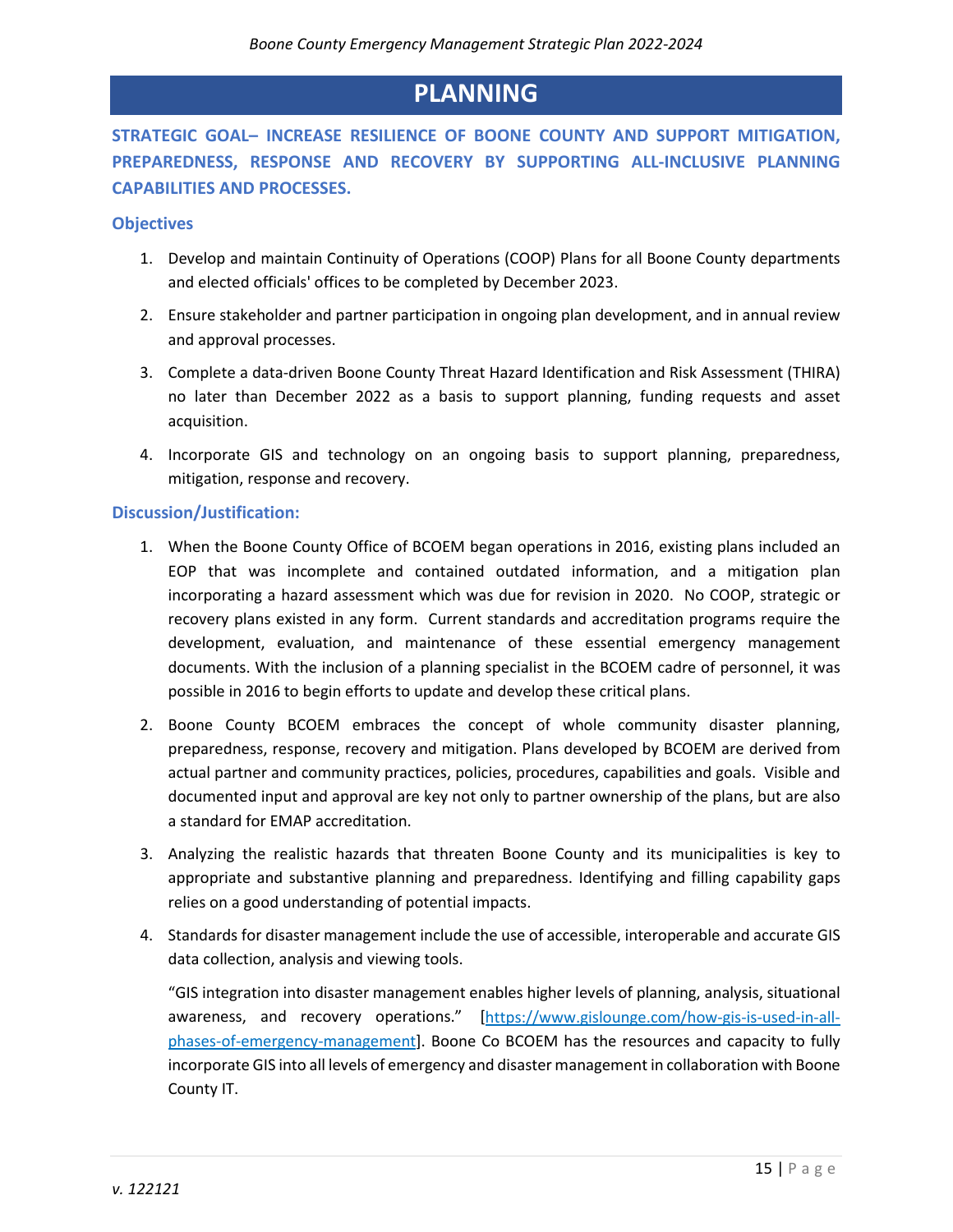# PLANNING

**STRATEGIC GOAL– INCREASE RESILIENCE OF BOONE COUNTY AND SUPPORT MITIGATION, PREPAREDNESS, RESPONSE AND RECOVERY BY SUPPORTING ALL-INCLUSIVE PLANNING CAPABILITIES AND PROCESSES.**

### Objectives

1. Develop and maintain Continuity of Operations (COOP) Plans for all Boone County departments and elected officials' offices to be completed by December 2023.
2. Ensure stakeholder and partner participation in ongoing plan development, and in annual review and approval processes.
3. Complete a data-driven Boone County Threat Hazard Identification and Risk Assessment (THIRA) no later than December 2022 as a basis to support planning, funding requests and asset acquisition.
4. Incorporate GIS and technology on an ongoing basis to support planning, preparedness, mitigation, response and recovery.

### Discussion/Justification:

1. When the Boone County Office of BCOEM began operations in 2016, existing plans included an EOP that was incomplete and contained outdated information, and a mitigation plan incorporating a hazard assessment which was due for revision in 2020. No COOP, strategic or recovery plans existed in any form. Current standards and accreditation programs require the development, evaluation, and maintenance of these essential emergency management documents. With the inclusion of a planning specialist in the BCOEM cadre of personnel, it was possible in 2016 to begin efforts to update and develop these critical plans.
2. Boone County BCOEM embraces the concept of whole community disaster planning, preparedness, response, recovery and mitigation. Plans developed by BCOEM are derived from actual partner and community practices, policies, procedures, capabilities and goals. Visible and documented input and approval are key not only to partner ownership of the plans, but are also a standard for EMAP accreditation.
3. Analyzing the realistic hazards that threaten Boone County and its municipalities is key to appropriate and substantive planning and preparedness. Identifying and filling capability gaps relies on a good understanding of potential impacts.
4. Standards for disaster management include the use of accessible, interoperable and accurate GIS data collection, analysis and viewing tools.

   "GIS integration into disaster management enables higher levels of planning, analysis, situational awareness, and recovery operations." [https://www.gislounge.com/how-gis-is-used-in-all-phases-of-emergency-management]. Boone Co BCOEM has the resources and capacity to fully incorporate GIS into all levels of emergency and disaster management in collaboration with Boone County IT.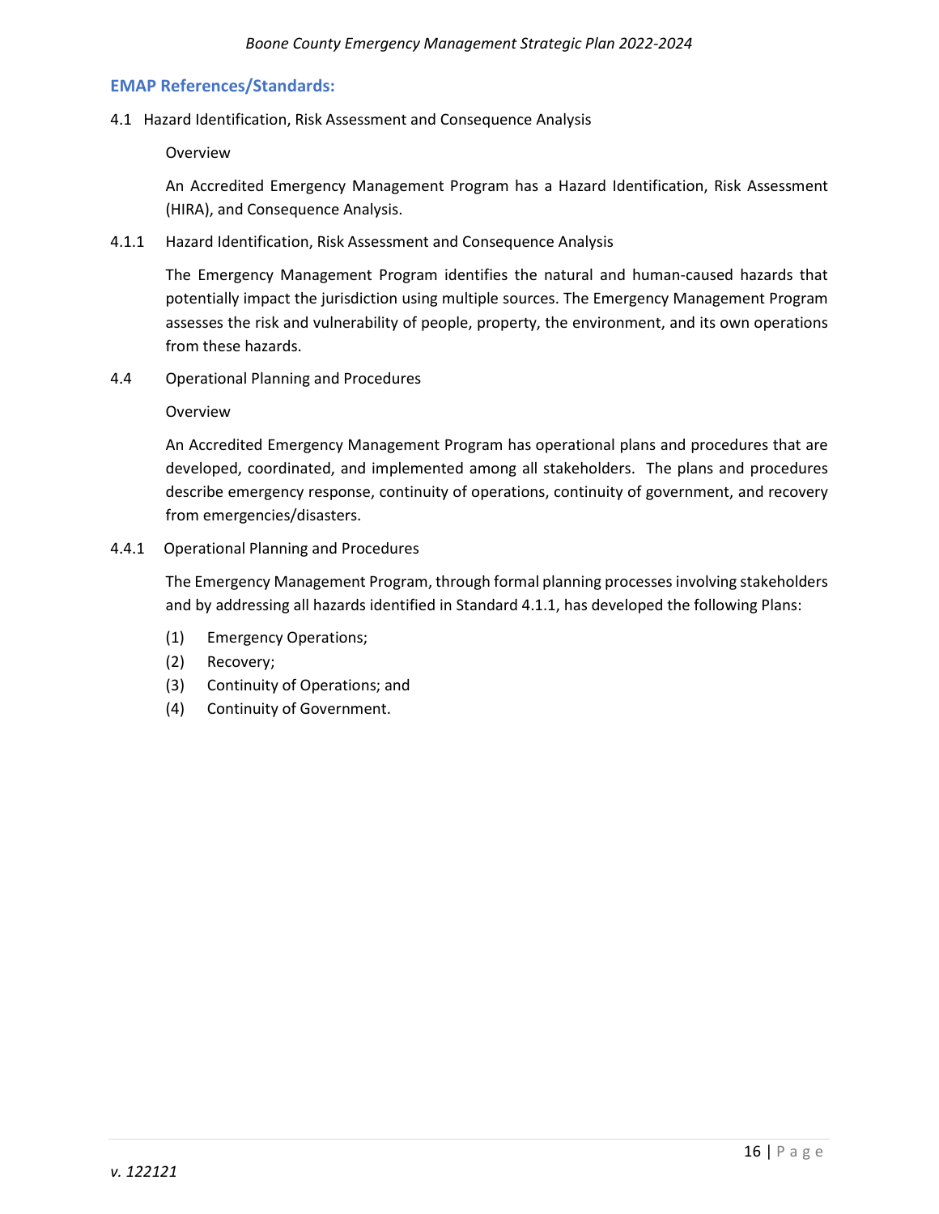## EMAP References/Standards:

4.1 Hazard Identification, Risk Assessment and Consequence Analysis

Overview

An Accredited Emergency Management Program has a Hazard Identification, Risk Assessment (HIRA), and Consequence Analysis.

4.1.1 Hazard Identification, Risk Assessment and Consequence Analysis

The Emergency Management Program identifies the natural and human-caused hazards that potentially impact the jurisdiction using multiple sources. The Emergency Management Program assesses the risk and vulnerability of people, property, the environment, and its own operations from these hazards.

4.4 Operational Planning and Procedures

Overview

An Accredited Emergency Management Program has operational plans and procedures that are developed, coordinated, and implemented among all stakeholders. The plans and procedures describe emergency response, continuity of operations, continuity of government, and recovery from emergencies/disasters.

4.4.1 Operational Planning and Procedures

The Emergency Management Program, through formal planning processes involving stakeholders and by addressing all hazards identified in Standard 4.1.1, has developed the following Plans:

(1) Emergency Operations;
(2) Recovery;
(3) Continuity of Operations; and
(4) Continuity of Government.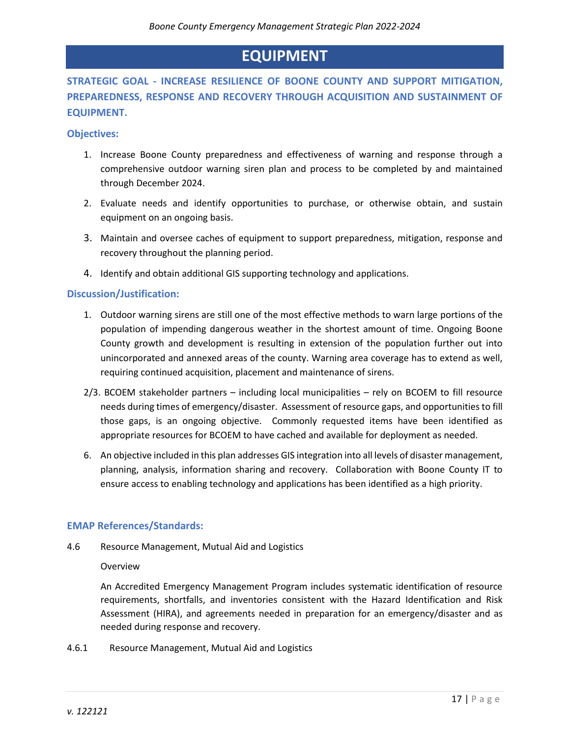# EQUIPMENT

**STRATEGIC GOAL - INCREASE RESILIENCE OF BOONE COUNTY AND SUPPORT MITIGATION, PREPAREDNESS, RESPONSE AND RECOVERY THROUGH ACQUISITION AND SUSTAINMENT OF EQUIPMENT.**

### Objectives:

1. Increase Boone County preparedness and effectiveness of warning and response through a comprehensive outdoor warning siren plan and process to be completed by and maintained through December 2024.
2. Evaluate needs and identify opportunities to purchase, or otherwise obtain, and sustain equipment on an ongoing basis.
3. Maintain and oversee caches of equipment to support preparedness, mitigation, response and recovery throughout the planning period.
4. Identify and obtain additional GIS supporting technology and applications.

### Discussion/Justification:

1. Outdoor warning sirens are still one of the most effective methods to warn large portions of the population of impending dangerous weather in the shortest amount of time. Ongoing Boone County growth and development is resulting in extension of the population further out into unincorporated and annexed areas of the county. Warning area coverage has to extend as well, requiring continued acquisition, placement and maintenance of sirens.

2/3. BCOEM stakeholder partners – including local municipalities – rely on BCOEM to fill resource needs during times of emergency/disaster. Assessment of resource gaps, and opportunities to fill those gaps, is an ongoing objective. Commonly requested items have been identified as appropriate resources for BCOEM to have cached and available for deployment as needed.

6. An objective included in this plan addresses GIS integration into all levels of disaster management, planning, analysis, information sharing and recovery. Collaboration with Boone County IT to ensure access to enabling technology and applications has been identified as a high priority.

### EMAP References/Standards:

4.6 Resource Management, Mutual Aid and Logistics

Overview

An Accredited Emergency Management Program includes systematic identification of resource requirements, shortfalls, and inventories consistent with the Hazard Identification and Risk Assessment (HIRA), and agreements needed in preparation for an emergency/disaster and as needed during response and recovery.

4.6.1 Resource Management, Mutual Aid and Logistics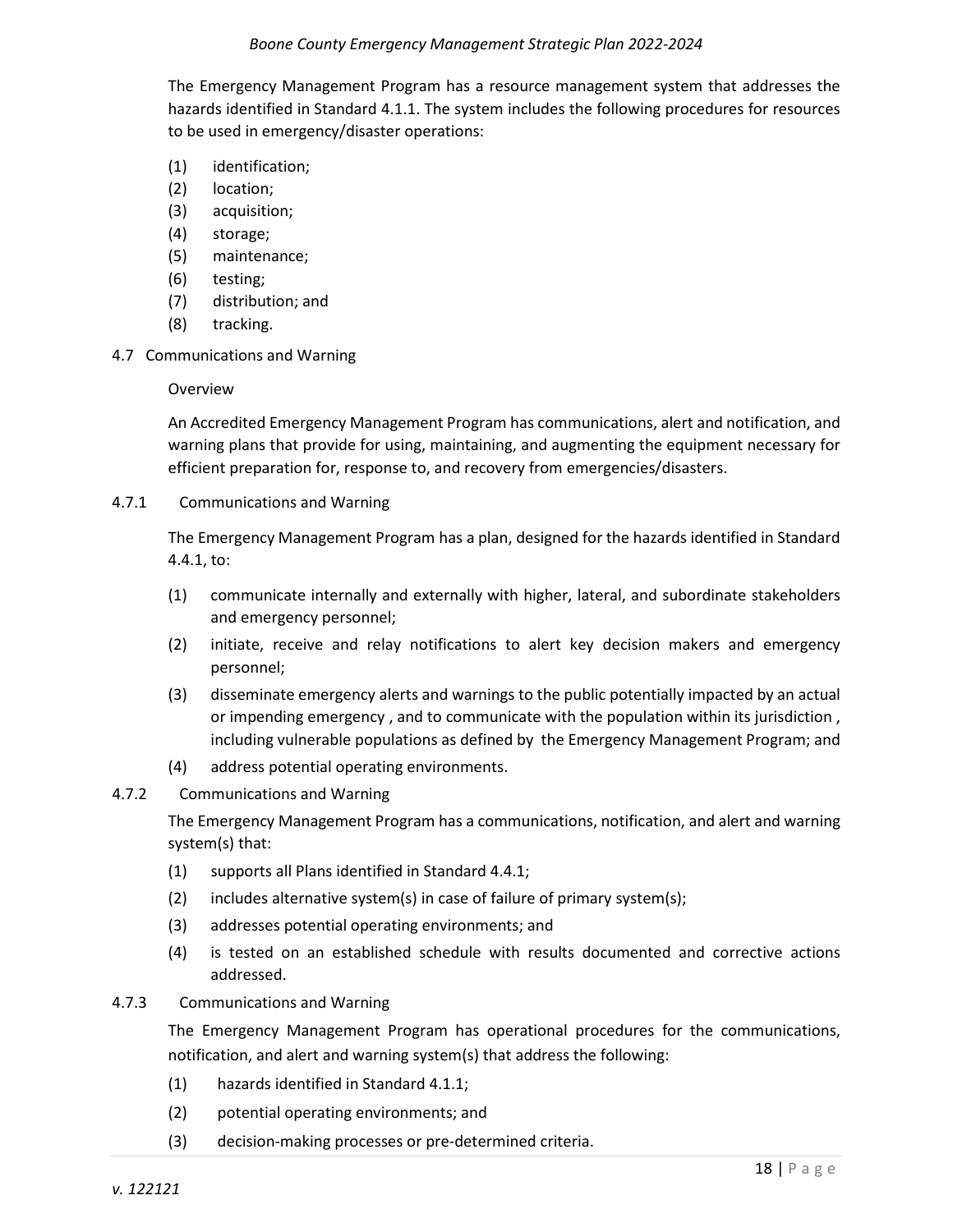The Emergency Management Program has a resource management system that addresses the hazards identified in Standard 4.1.1. The system includes the following procedures for resources to be used in emergency/disaster operations:

(1) identification;
(2) location;
(3) acquisition;
(4) storage;
(5) maintenance;
(6) testing;
(7) distribution; and
(8) tracking.

### 4.7 Communications and Warning

Overview

An Accredited Emergency Management Program has communications, alert and notification, and warning plans that provide for using, maintaining, and augmenting the equipment necessary for efficient preparation for, response to, and recovery from emergencies/disasters.

#### 4.7.1 Communications and Warning

The Emergency Management Program has a plan, designed for the hazards identified in Standard 4.4.1, to:

(1) communicate internally and externally with higher, lateral, and subordinate stakeholders and emergency personnel;
(2) initiate, receive and relay notifications to alert key decision makers and emergency personnel;
(3) disseminate emergency alerts and warnings to the public potentially impacted by an actual or impending emergency , and to communicate with the population within its jurisdiction , including vulnerable populations as defined by the Emergency Management Program; and
(4) address potential operating environments.

#### 4.7.2 Communications and Warning

The Emergency Management Program has a communications, notification, and alert and warning system(s) that:

(1) supports all Plans identified in Standard 4.4.1;
(2) includes alternative system(s) in case of failure of primary system(s);
(3) addresses potential operating environments; and
(4) is tested on an established schedule with results documented and corrective actions addressed.

#### 4.7.3 Communications and Warning

The Emergency Management Program has operational procedures for the communications, notification, and alert and warning system(s) that address the following:

(1) hazards identified in Standard 4.1.1;
(2) potential operating environments; and
(3) decision-making processes or pre-determined criteria.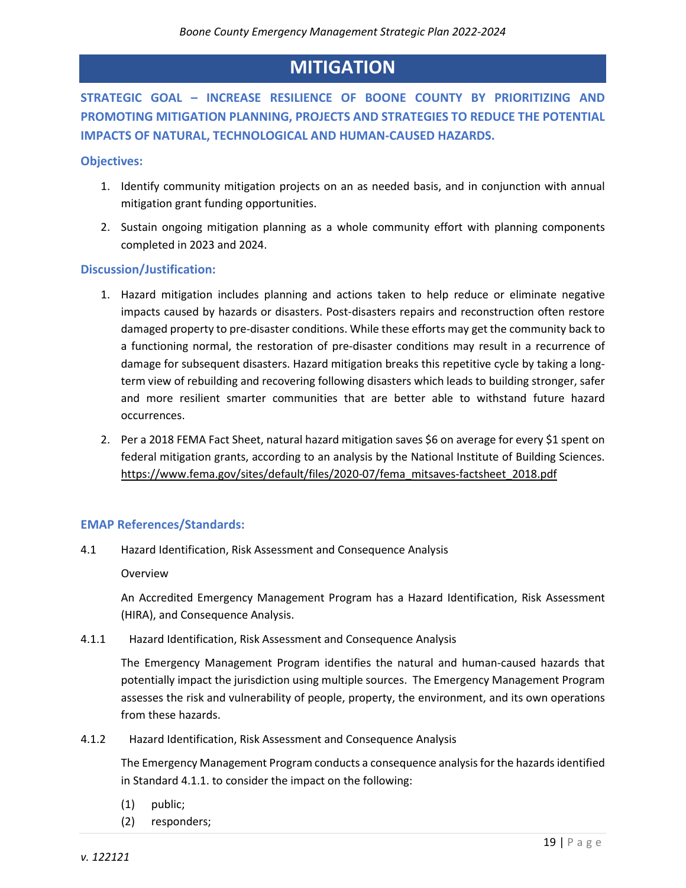# MITIGATION

**STRATEGIC GOAL – INCREASE RESILIENCE OF BOONE COUNTY BY PRIORITIZING AND PROMOTING MITIGATION PLANNING, PROJECTS AND STRATEGIES TO REDUCE THE POTENTIAL IMPACTS OF NATURAL, TECHNOLOGICAL AND HUMAN-CAUSED HAZARDS.**

### Objectives:

1. Identify community mitigation projects on an as needed basis, and in conjunction with annual mitigation grant funding opportunities.
2. Sustain ongoing mitigation planning as a whole community effort with planning components completed in 2023 and 2024.

### Discussion/Justification:

1. Hazard mitigation includes planning and actions taken to help reduce or eliminate negative impacts caused by hazards or disasters. Post-disasters repairs and reconstruction often restore damaged property to pre-disaster conditions. While these efforts may get the community back to a functioning normal, the restoration of pre-disaster conditions may result in a recurrence of damage for subsequent disasters. Hazard mitigation breaks this repetitive cycle by taking a long-term view of rebuilding and recovering following disasters which leads to building stronger, safer and more resilient smarter communities that are better able to withstand future hazard occurrences.
2. Per a 2018 FEMA Fact Sheet, natural hazard mitigation saves $6 on average for every $1 spent on federal mitigation grants, according to an analysis by the National Institute of Building Sciences. https://www.fema.gov/sites/default/files/2020-07/fema_mitsaves-factsheet_2018.pdf

### EMAP References/Standards:

4.1 Hazard Identification, Risk Assessment and Consequence Analysis

Overview

An Accredited Emergency Management Program has a Hazard Identification, Risk Assessment (HIRA), and Consequence Analysis.

4.1.1 Hazard Identification, Risk Assessment and Consequence Analysis

The Emergency Management Program identifies the natural and human-caused hazards that potentially impact the jurisdiction using multiple sources. The Emergency Management Program assesses the risk and vulnerability of people, property, the environment, and its own operations from these hazards.

4.1.2 Hazard Identification, Risk Assessment and Consequence Analysis

The Emergency Management Program conducts a consequence analysis for the hazards identified in Standard 4.1.1. to consider the impact on the following:

(1) public;
(2) responders;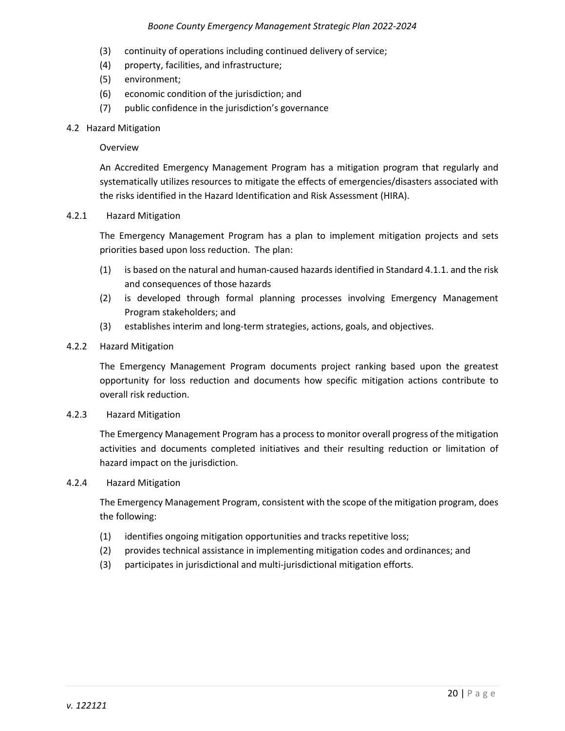(3) continuity of operations including continued delivery of service;
(4) property, facilities, and infrastructure;
(5) environment;
(6) economic condition of the jurisdiction; and
(7) public confidence in the jurisdiction's governance

### 4.2 Hazard Mitigation

Overview

An Accredited Emergency Management Program has a mitigation program that regularly and systematically utilizes resources to mitigate the effects of emergencies/disasters associated with the risks identified in the Hazard Identification and Risk Assessment (HIRA).

#### 4.2.1 Hazard Mitigation

The Emergency Management Program has a plan to implement mitigation projects and sets priorities based upon loss reduction. The plan:

(1) is based on the natural and human-caused hazards identified in Standard 4.1.1. and the risk and consequences of those hazards
(2) is developed through formal planning processes involving Emergency Management Program stakeholders; and
(3) establishes interim and long-term strategies, actions, goals, and objectives.

#### 4.2.2 Hazard Mitigation

The Emergency Management Program documents project ranking based upon the greatest opportunity for loss reduction and documents how specific mitigation actions contribute to overall risk reduction.

#### 4.2.3 Hazard Mitigation

The Emergency Management Program has a process to monitor overall progress of the mitigation activities and documents completed initiatives and their resulting reduction or limitation of hazard impact on the jurisdiction.

#### 4.2.4 Hazard Mitigation

The Emergency Management Program, consistent with the scope of the mitigation program, does the following:

(1) identifies ongoing mitigation opportunities and tracks repetitive loss;
(2) provides technical assistance in implementing mitigation codes and ordinances; and
(3) participates in jurisdictional and multi-jurisdictional mitigation efforts.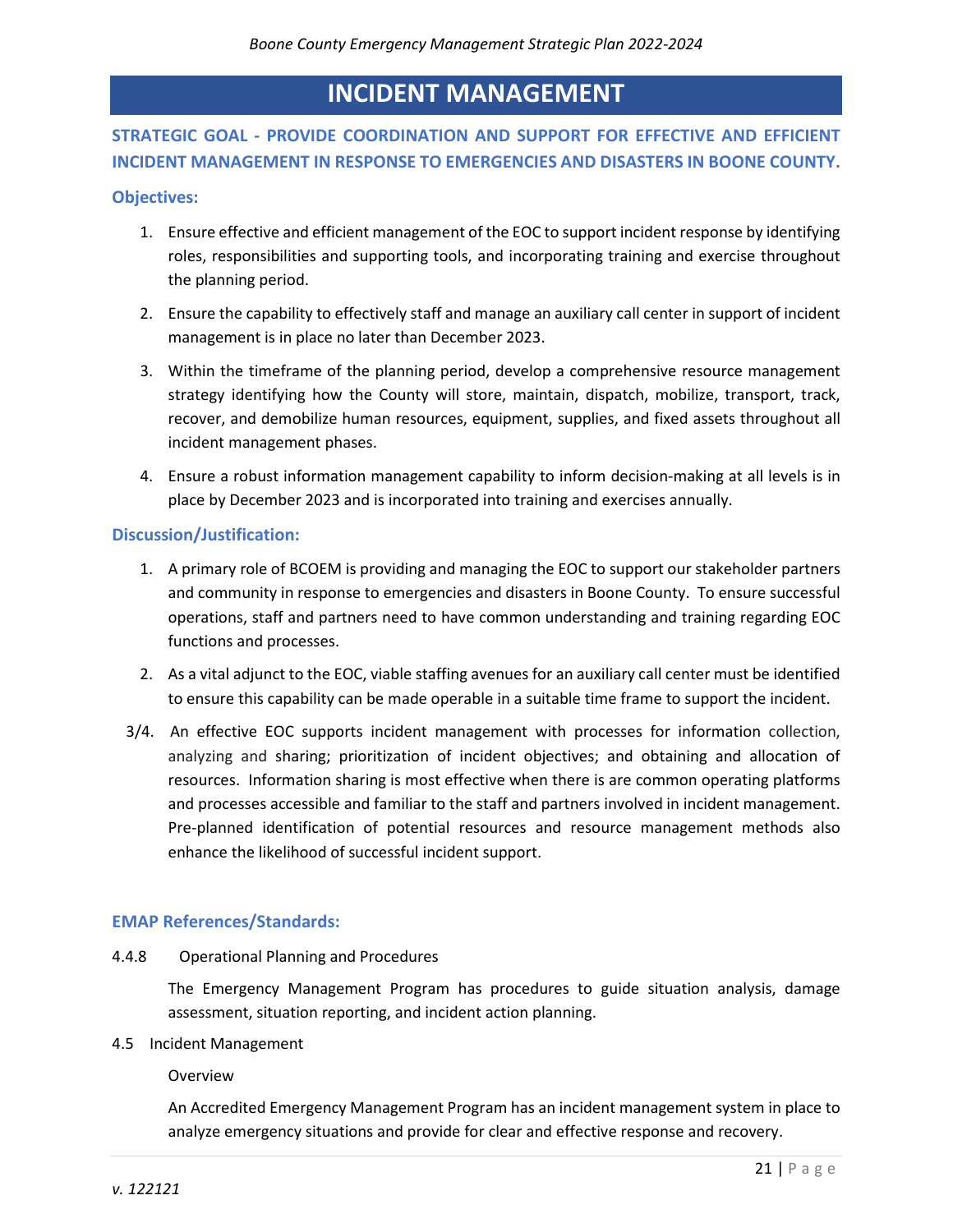# INCIDENT MANAGEMENT

## STRATEGIC GOAL - PROVIDE COORDINATION AND SUPPORT FOR EFFECTIVE AND EFFICIENT INCIDENT MANAGEMENT IN RESPONSE TO EMERGENCIES AND DISASTERS IN BOONE COUNTY.

### Objectives:

1. Ensure effective and efficient management of the EOC to support incident response by identifying roles, responsibilities and supporting tools, and incorporating training and exercise throughout the planning period.
2. Ensure the capability to effectively staff and manage an auxiliary call center in support of incident management is in place no later than December 2023.
3. Within the timeframe of the planning period, develop a comprehensive resource management strategy identifying how the County will store, maintain, dispatch, mobilize, transport, track, recover, and demobilize human resources, equipment, supplies, and fixed assets throughout all incident management phases.
4. Ensure a robust information management capability to inform decision-making at all levels is in place by December 2023 and is incorporated into training and exercises annually.

### Discussion/Justification:

1. A primary role of BCOEM is providing and managing the EOC to support our stakeholder partners and community in response to emergencies and disasters in Boone County. To ensure successful operations, staff and partners need to have common understanding and training regarding EOC functions and processes.
2. As a vital adjunct to the EOC, viable staffing avenues for an auxiliary call center must be identified to ensure this capability can be made operable in a suitable time frame to support the incident.

3/4. An effective EOC supports incident management with processes for information collection, analyzing and sharing; prioritization of incident objectives; and obtaining and allocation of resources. Information sharing is most effective when there is are common operating platforms and processes accessible and familiar to the staff and partners involved in incident management. Pre-planned identification of potential resources and resource management methods also enhance the likelihood of successful incident support.

### EMAP References/Standards:

4.4.8 Operational Planning and Procedures

The Emergency Management Program has procedures to guide situation analysis, damage assessment, situation reporting, and incident action planning.

4.5 Incident Management

Overview

An Accredited Emergency Management Program has an incident management system in place to analyze emergency situations and provide for clear and effective response and recovery.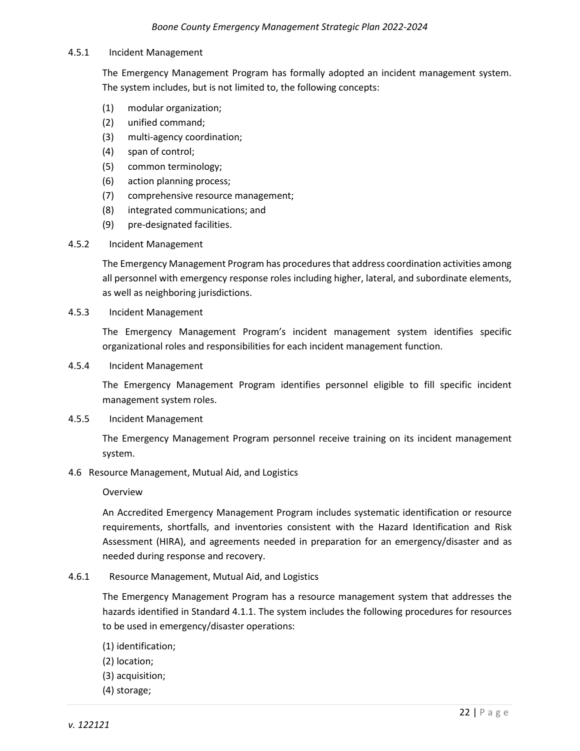#### 4.5.1 Incident Management

The Emergency Management Program has formally adopted an incident management system. The system includes, but is not limited to, the following concepts:

(1) modular organization;
(2) unified command;
(3) multi-agency coordination;
(4) span of control;
(5) common terminology;
(6) action planning process;
(7) comprehensive resource management;
(8) integrated communications; and
(9) pre-designated facilities.

#### 4.5.2 Incident Management

The Emergency Management Program has procedures that address coordination activities among all personnel with emergency response roles including higher, lateral, and subordinate elements, as well as neighboring jurisdictions.

#### 4.5.3 Incident Management

The Emergency Management Program's incident management system identifies specific organizational roles and responsibilities for each incident management function.

#### 4.5.4 Incident Management

The Emergency Management Program identifies personnel eligible to fill specific incident management system roles.

#### 4.5.5 Incident Management

The Emergency Management Program personnel receive training on its incident management system.

### 4.6 Resource Management, Mutual Aid, and Logistics

Overview

An Accredited Emergency Management Program includes systematic identification or resource requirements, shortfalls, and inventories consistent with the Hazard Identification and Risk Assessment (HIRA), and agreements needed in preparation for an emergency/disaster and as needed during response and recovery.

#### 4.6.1 Resource Management, Mutual Aid, and Logistics

The Emergency Management Program has a resource management system that addresses the hazards identified in Standard 4.1.1. The system includes the following procedures for resources to be used in emergency/disaster operations:

(1) identification;
(2) location;
(3) acquisition;
(4) storage;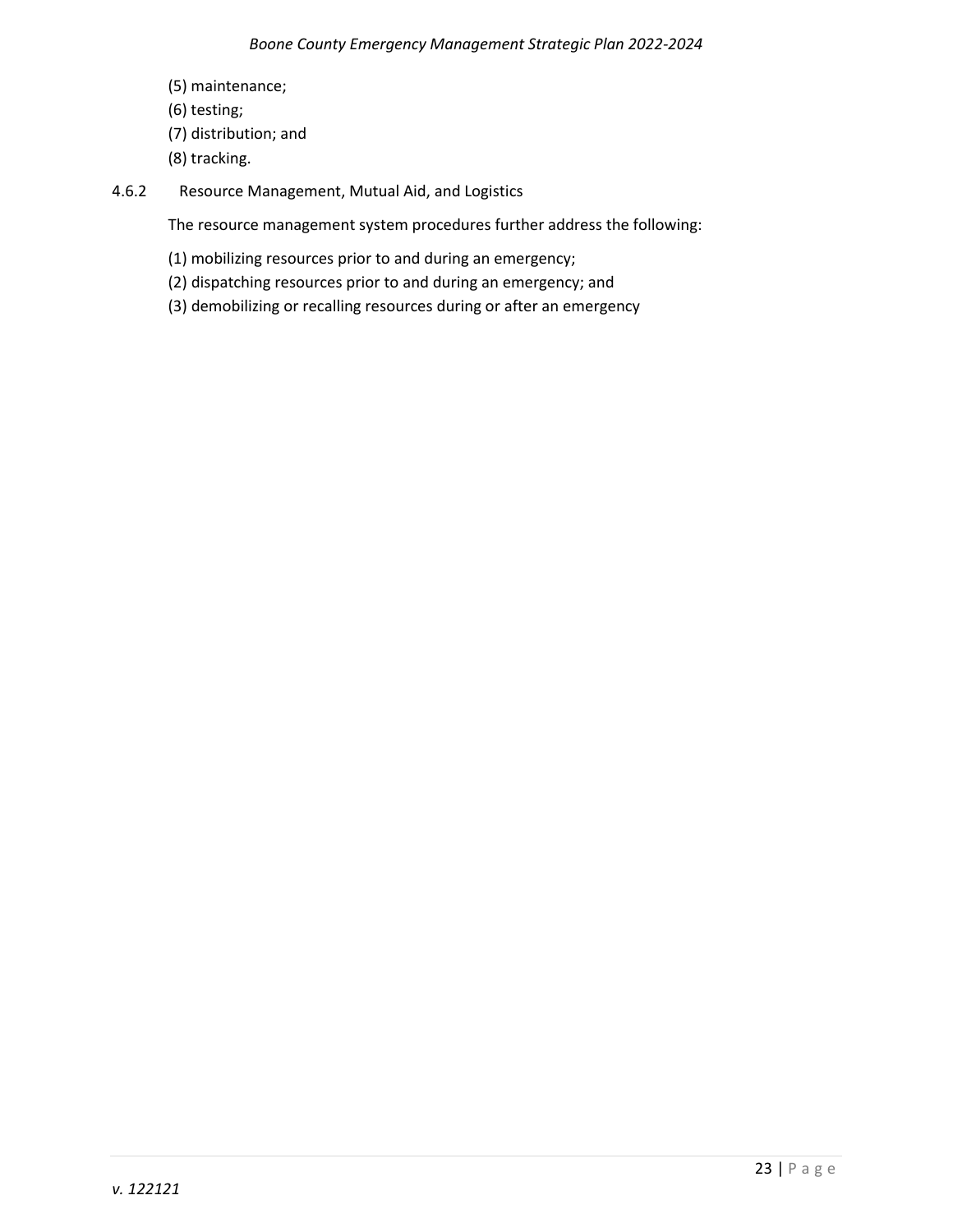(5) maintenance;

(6) testing;

(7) distribution; and

(8) tracking.

### 4.6.2 Resource Management, Mutual Aid, and Logistics

The resource management system procedures further address the following:

(1) mobilizing resources prior to and during an emergency;

(2) dispatching resources prior to and during an emergency; and

(3) demobilizing or recalling resources during or after an emergency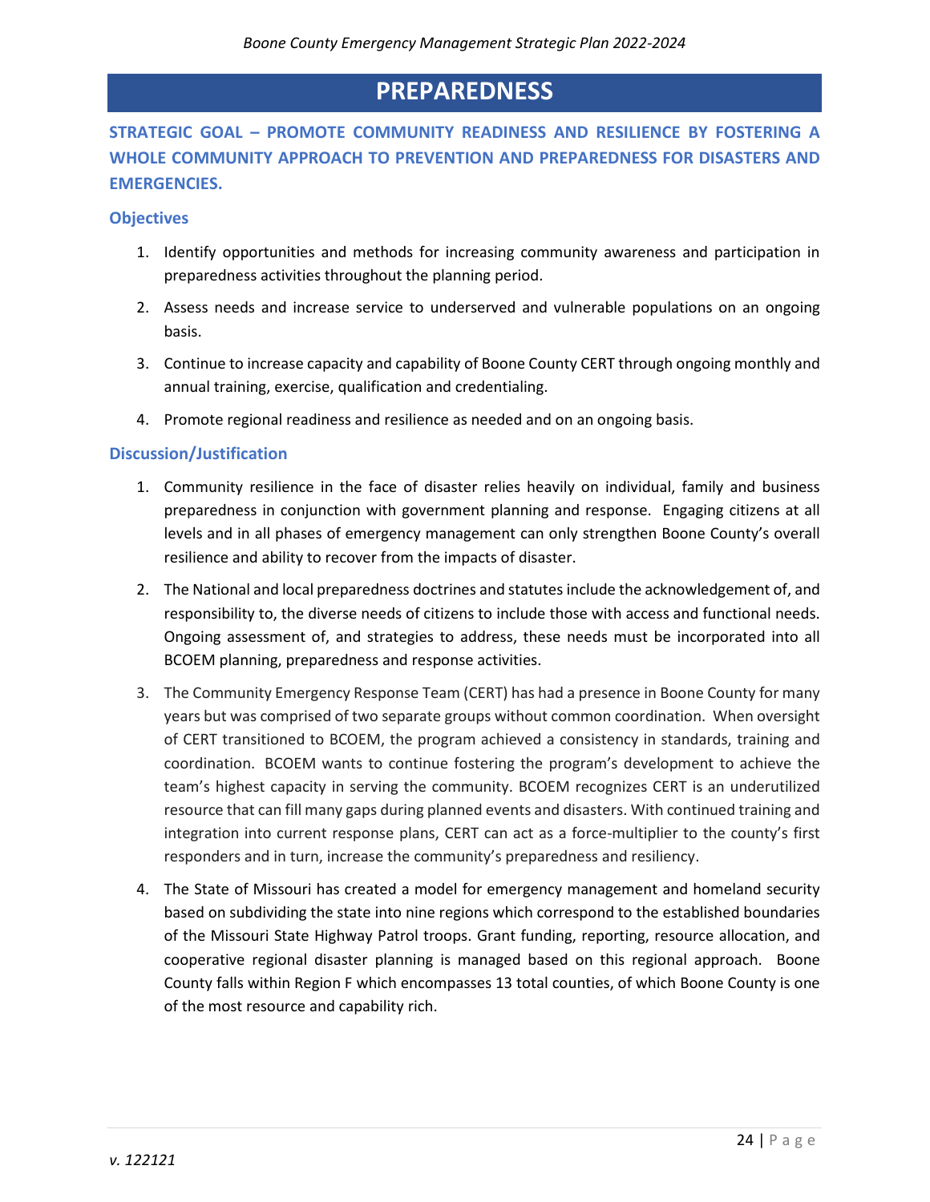# PREPAREDNESS

## STRATEGIC GOAL – PROMOTE COMMUNITY READINESS AND RESILIENCE BY FOSTERING A WHOLE COMMUNITY APPROACH TO PREVENTION AND PREPAREDNESS FOR DISASTERS AND EMERGENCIES.

### Objectives

1. Identify opportunities and methods for increasing community awareness and participation in preparedness activities throughout the planning period.
2. Assess needs and increase service to underserved and vulnerable populations on an ongoing basis.
3. Continue to increase capacity and capability of Boone County CERT through ongoing monthly and annual training, exercise, qualification and credentialing.
4. Promote regional readiness and resilience as needed and on an ongoing basis.

### Discussion/Justification

1. Community resilience in the face of disaster relies heavily on individual, family and business preparedness in conjunction with government planning and response. Engaging citizens at all levels and in all phases of emergency management can only strengthen Boone County's overall resilience and ability to recover from the impacts of disaster.
2. The National and local preparedness doctrines and statutes include the acknowledgement of, and responsibility to, the diverse needs of citizens to include those with access and functional needs. Ongoing assessment of, and strategies to address, these needs must be incorporated into all BCOEM planning, preparedness and response activities.
3. The Community Emergency Response Team (CERT) has had a presence in Boone County for many years but was comprised of two separate groups without common coordination. When oversight of CERT transitioned to BCOEM, the program achieved a consistency in standards, training and coordination. BCOEM wants to continue fostering the program's development to achieve the team's highest capacity in serving the community. BCOEM recognizes CERT is an underutilized resource that can fill many gaps during planned events and disasters. With continued training and integration into current response plans, CERT can act as a force-multiplier to the county's first responders and in turn, increase the community's preparedness and resiliency.
4. The State of Missouri has created a model for emergency management and homeland security based on subdividing the state into nine regions which correspond to the established boundaries of the Missouri State Highway Patrol troops. Grant funding, reporting, resource allocation, and cooperative regional disaster planning is managed based on this regional approach. Boone County falls within Region F which encompasses 13 total counties, of which Boone County is one of the most resource and capability rich.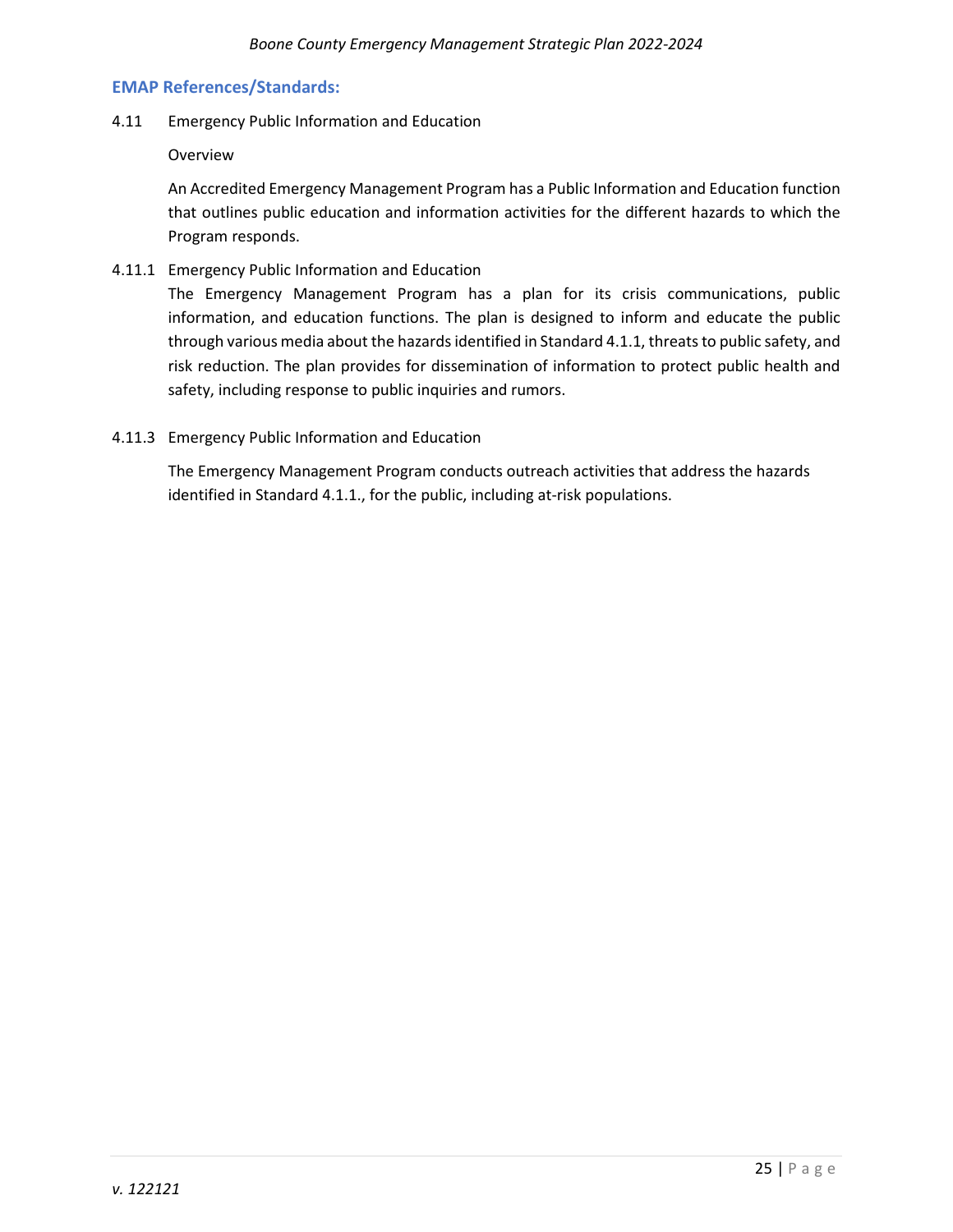### EMAP References/Standards:

4.11 Emergency Public Information and Education

Overview

An Accredited Emergency Management Program has a Public Information and Education function that outlines public education and information activities for the different hazards to which the Program responds.

4.11.1 Emergency Public Information and Education

The Emergency Management Program has a plan for its crisis communications, public information, and education functions. The plan is designed to inform and educate the public through various media about the hazards identified in Standard 4.1.1, threats to public safety, and risk reduction. The plan provides for dissemination of information to protect public health and safety, including response to public inquiries and rumors.

4.11.3 Emergency Public Information and Education

The Emergency Management Program conducts outreach activities that address the hazards identified in Standard 4.1.1., for the public, including at-risk populations.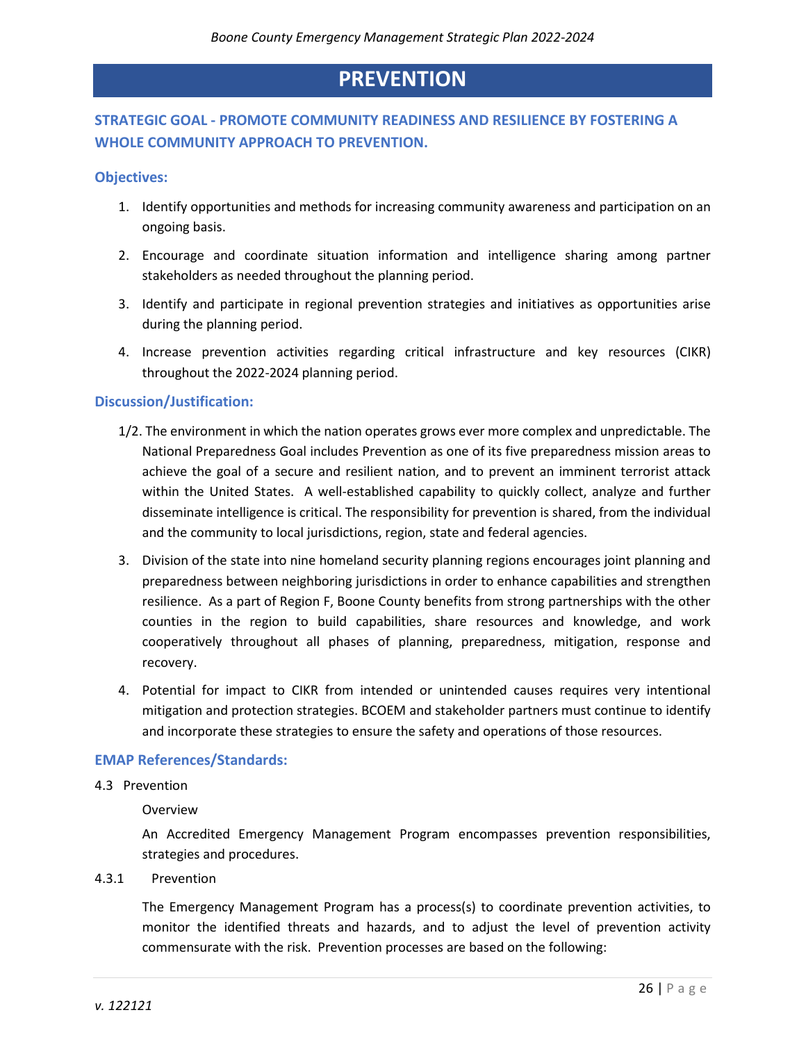# PREVENTION

## STRATEGIC GOAL - PROMOTE COMMUNITY READINESS AND RESILIENCE BY FOSTERING A WHOLE COMMUNITY APPROACH TO PREVENTION.

### Objectives:

1. Identify opportunities and methods for increasing community awareness and participation on an ongoing basis.
2. Encourage and coordinate situation information and intelligence sharing among partner stakeholders as needed throughout the planning period.
3. Identify and participate in regional prevention strategies and initiatives as opportunities arise during the planning period.
4. Increase prevention activities regarding critical infrastructure and key resources (CIKR) throughout the 2022-2024 planning period.

### Discussion/Justification:

1/2. The environment in which the nation operates grows ever more complex and unpredictable. The National Preparedness Goal includes Prevention as one of its five preparedness mission areas to achieve the goal of a secure and resilient nation, and to prevent an imminent terrorist attack within the United States. A well-established capability to quickly collect, analyze and further disseminate intelligence is critical. The responsibility for prevention is shared, from the individual and the community to local jurisdictions, region, state and federal agencies.

3. Division of the state into nine homeland security planning regions encourages joint planning and preparedness between neighboring jurisdictions in order to enhance capabilities and strengthen resilience. As a part of Region F, Boone County benefits from strong partnerships with the other counties in the region to build capabilities, share resources and knowledge, and work cooperatively throughout all phases of planning, preparedness, mitigation, response and recovery.

4. Potential for impact to CIKR from intended or unintended causes requires very intentional mitigation and protection strategies. BCOEM and stakeholder partners must continue to identify and incorporate these strategies to ensure the safety and operations of those resources.

### EMAP References/Standards:

4.3 Prevention

Overview

An Accredited Emergency Management Program encompasses prevention responsibilities, strategies and procedures.

4.3.1 Prevention

The Emergency Management Program has a process(s) to coordinate prevention activities, to monitor the identified threats and hazards, and to adjust the level of prevention activity commensurate with the risk. Prevention processes are based on the following: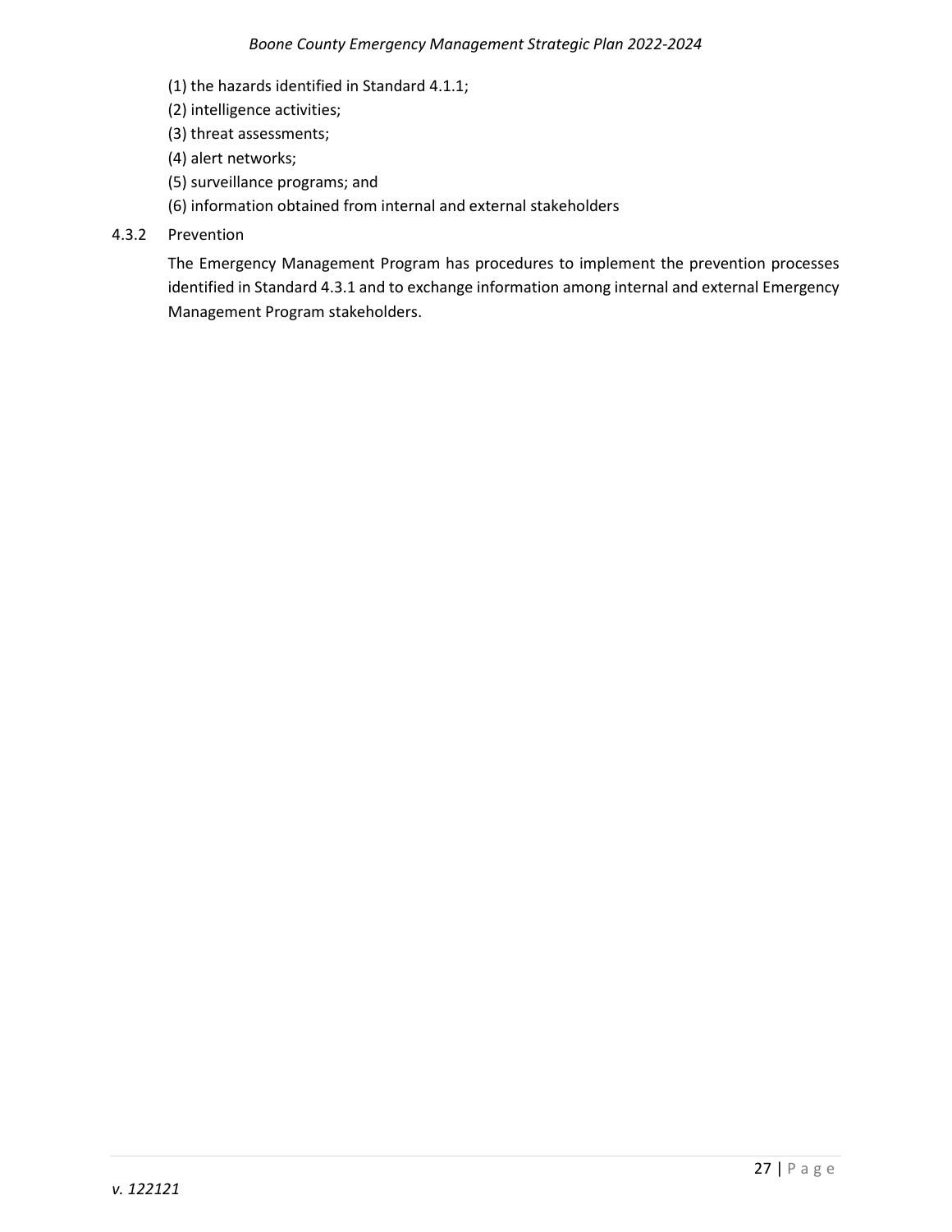(1) the hazards identified in Standard 4.1.1;
(2) intelligence activities;
(3) threat assessments;
(4) alert networks;
(5) surveillance programs; and
(6) information obtained from internal and external stakeholders

4.3.2 Prevention

The Emergency Management Program has procedures to implement the prevention processes identified in Standard 4.3.1 and to exchange information among internal and external Emergency Management Program stakeholders.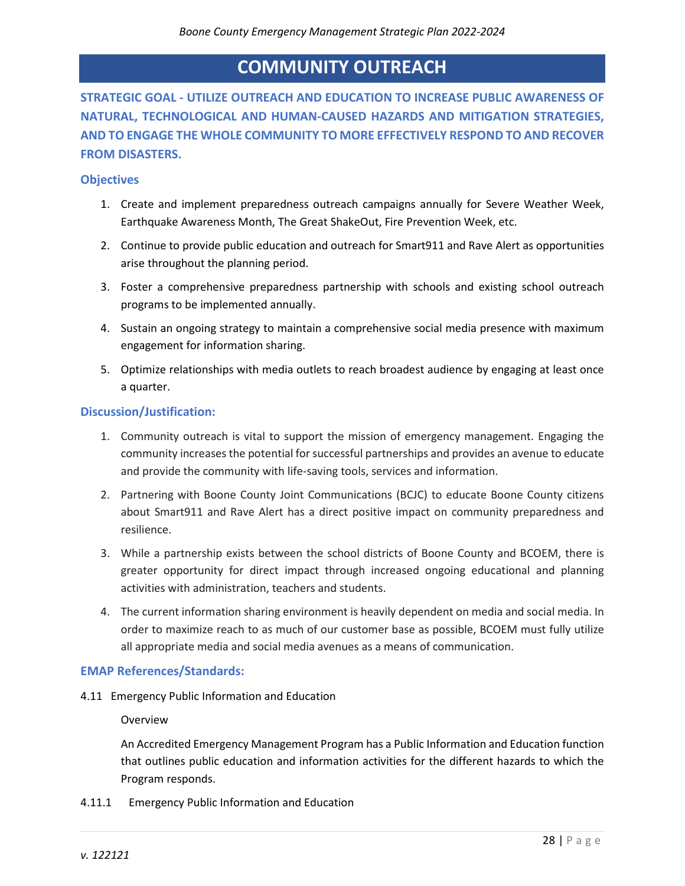# COMMUNITY OUTREACH

**STRATEGIC GOAL - UTILIZE OUTREACH AND EDUCATION TO INCREASE PUBLIC AWARENESS OF NATURAL, TECHNOLOGICAL AND HUMAN-CAUSED HAZARDS AND MITIGATION STRATEGIES, AND TO ENGAGE THE WHOLE COMMUNITY TO MORE EFFECTIVELY RESPOND TO AND RECOVER FROM DISASTERS.**

### Objectives

1. Create and implement preparedness outreach campaigns annually for Severe Weather Week, Earthquake Awareness Month, The Great ShakeOut, Fire Prevention Week, etc.
2. Continue to provide public education and outreach for Smart911 and Rave Alert as opportunities arise throughout the planning period.
3. Foster a comprehensive preparedness partnership with schools and existing school outreach programs to be implemented annually.
4. Sustain an ongoing strategy to maintain a comprehensive social media presence with maximum engagement for information sharing.
5. Optimize relationships with media outlets to reach broadest audience by engaging at least once a quarter.

### Discussion/Justification:

1. Community outreach is vital to support the mission of emergency management. Engaging the community increases the potential for successful partnerships and provides an avenue to educate and provide the community with life-saving tools, services and information.
2. Partnering with Boone County Joint Communications (BCJC) to educate Boone County citizens about Smart911 and Rave Alert has a direct positive impact on community preparedness and resilience.
3. While a partnership exists between the school districts of Boone County and BCOEM, there is greater opportunity for direct impact through increased ongoing educational and planning activities with administration, teachers and students.
4. The current information sharing environment is heavily dependent on media and social media. In order to maximize reach to as much of our customer base as possible, BCOEM must fully utilize all appropriate media and social media avenues as a means of communication.

### EMAP References/Standards:

4.11 Emergency Public Information and Education

Overview

An Accredited Emergency Management Program has a Public Information and Education function that outlines public education and information activities for the different hazards to which the Program responds.

4.11.1 Emergency Public Information and Education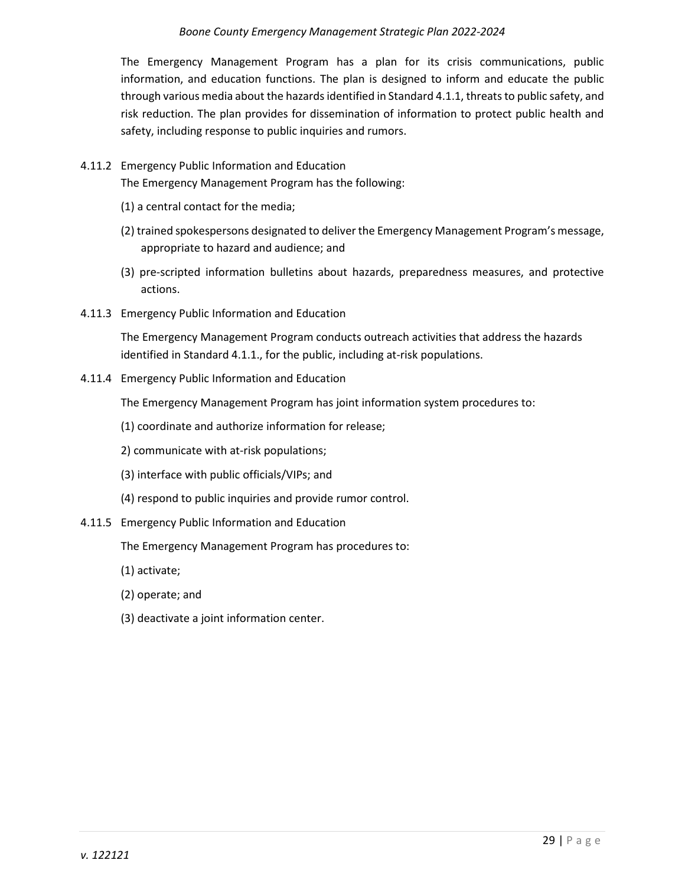The Emergency Management Program has a plan for its crisis communications, public information, and education functions. The plan is designed to inform and educate the public through various media about the hazards identified in Standard 4.1.1, threats to public safety, and risk reduction. The plan provides for dissemination of information to protect public health and safety, including response to public inquiries and rumors.

4.11.2 Emergency Public Information and Education

The Emergency Management Program has the following:

(1) a central contact for the media;

(2) trained spokespersons designated to deliver the Emergency Management Program's message, appropriate to hazard and audience; and

(3) pre-scripted information bulletins about hazards, preparedness measures, and protective actions.

4.11.3 Emergency Public Information and Education

The Emergency Management Program conducts outreach activities that address the hazards identified in Standard 4.1.1., for the public, including at-risk populations.

4.11.4 Emergency Public Information and Education

The Emergency Management Program has joint information system procedures to:

(1) coordinate and authorize information for release;

2) communicate with at-risk populations;

(3) interface with public officials/VIPs; and

(4) respond to public inquiries and provide rumor control.

4.11.5 Emergency Public Information and Education

The Emergency Management Program has procedures to:

(1) activate;

(2) operate; and

(3) deactivate a joint information center.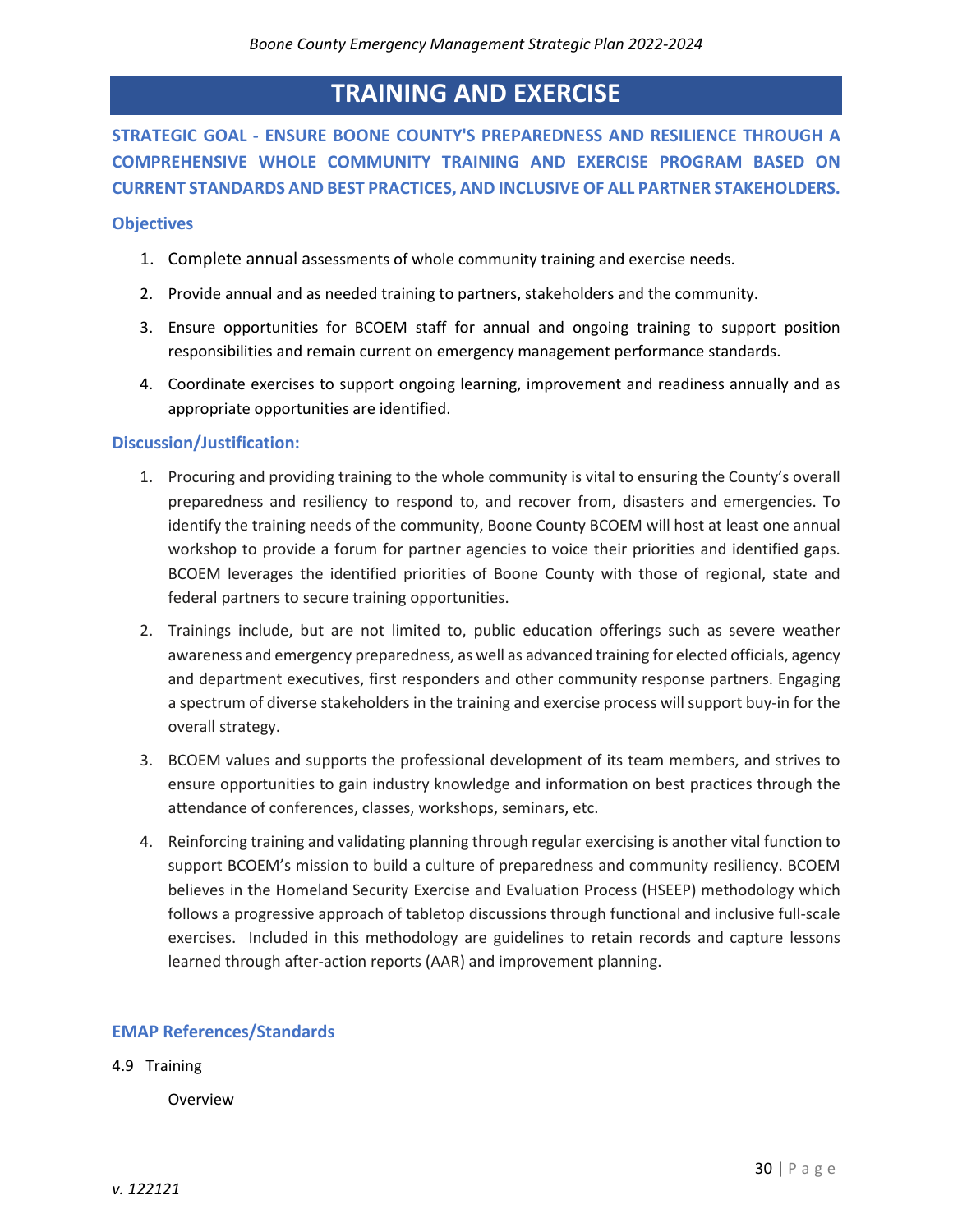# TRAINING AND EXERCISE

**STRATEGIC GOAL - ENSURE BOONE COUNTY'S PREPAREDNESS AND RESILIENCE THROUGH A COMPREHENSIVE WHOLE COMMUNITY TRAINING AND EXERCISE PROGRAM BASED ON CURRENT STANDARDS AND BEST PRACTICES, AND INCLUSIVE OF ALL PARTNER STAKEHOLDERS.**

### Objectives

1. Complete annual assessments of whole community training and exercise needs.
2. Provide annual and as needed training to partners, stakeholders and the community.
3. Ensure opportunities for BCOEM staff for annual and ongoing training to support position responsibilities and remain current on emergency management performance standards.
4. Coordinate exercises to support ongoing learning, improvement and readiness annually and as appropriate opportunities are identified.

### Discussion/Justification:

1. Procuring and providing training to the whole community is vital to ensuring the County's overall preparedness and resiliency to respond to, and recover from, disasters and emergencies. To identify the training needs of the community, Boone County BCOEM will host at least one annual workshop to provide a forum for partner agencies to voice their priorities and identified gaps. BCOEM leverages the identified priorities of Boone County with those of regional, state and federal partners to secure training opportunities.
2. Trainings include, but are not limited to, public education offerings such as severe weather awareness and emergency preparedness, as well as advanced training for elected officials, agency and department executives, first responders and other community response partners. Engaging a spectrum of diverse stakeholders in the training and exercise process will support buy-in for the overall strategy.
3. BCOEM values and supports the professional development of its team members, and strives to ensure opportunities to gain industry knowledge and information on best practices through the attendance of conferences, classes, workshops, seminars, etc.
4. Reinforcing training and validating planning through regular exercising is another vital function to support BCOEM's mission to build a culture of preparedness and community resiliency. BCOEM believes in the Homeland Security Exercise and Evaluation Process (HSEEP) methodology which follows a progressive approach of tabletop discussions through functional and inclusive full-scale exercises. Included in this methodology are guidelines to retain records and capture lessons learned through after-action reports (AAR) and improvement planning.

### EMAP References/Standards

4.9 Training

Overview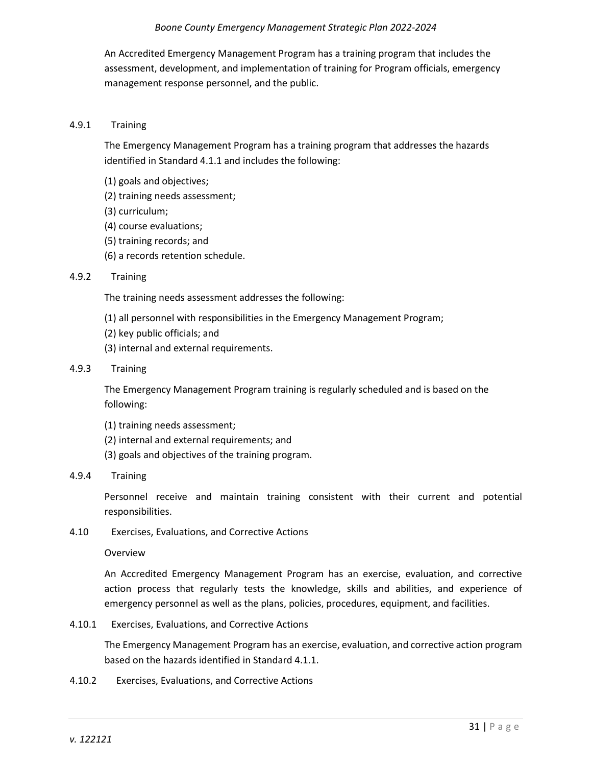An Accredited Emergency Management Program has a training program that includes the assessment, development, and implementation of training for Program officials, emergency management response personnel, and the public.

4.9.1 Training

The Emergency Management Program has a training program that addresses the hazards identified in Standard 4.1.1 and includes the following:

(1) goals and objectives;
(2) training needs assessment;
(3) curriculum;
(4) course evaluations;
(5) training records; and
(6) a records retention schedule.

4.9.2 Training

The training needs assessment addresses the following:

(1) all personnel with responsibilities in the Emergency Management Program;
(2) key public officials; and
(3) internal and external requirements.

4.9.3 Training

The Emergency Management Program training is regularly scheduled and is based on the following:

(1) training needs assessment;
(2) internal and external requirements; and
(3) goals and objectives of the training program.

4.9.4 Training

Personnel receive and maintain training consistent with their current and potential responsibilities.

4.10 Exercises, Evaluations, and Corrective Actions

Overview

An Accredited Emergency Management Program has an exercise, evaluation, and corrective action process that regularly tests the knowledge, skills and abilities, and experience of emergency personnel as well as the plans, policies, procedures, equipment, and facilities.

4.10.1 Exercises, Evaluations, and Corrective Actions

The Emergency Management Program has an exercise, evaluation, and corrective action program based on the hazards identified in Standard 4.1.1.

4.10.2 Exercises, Evaluations, and Corrective Actions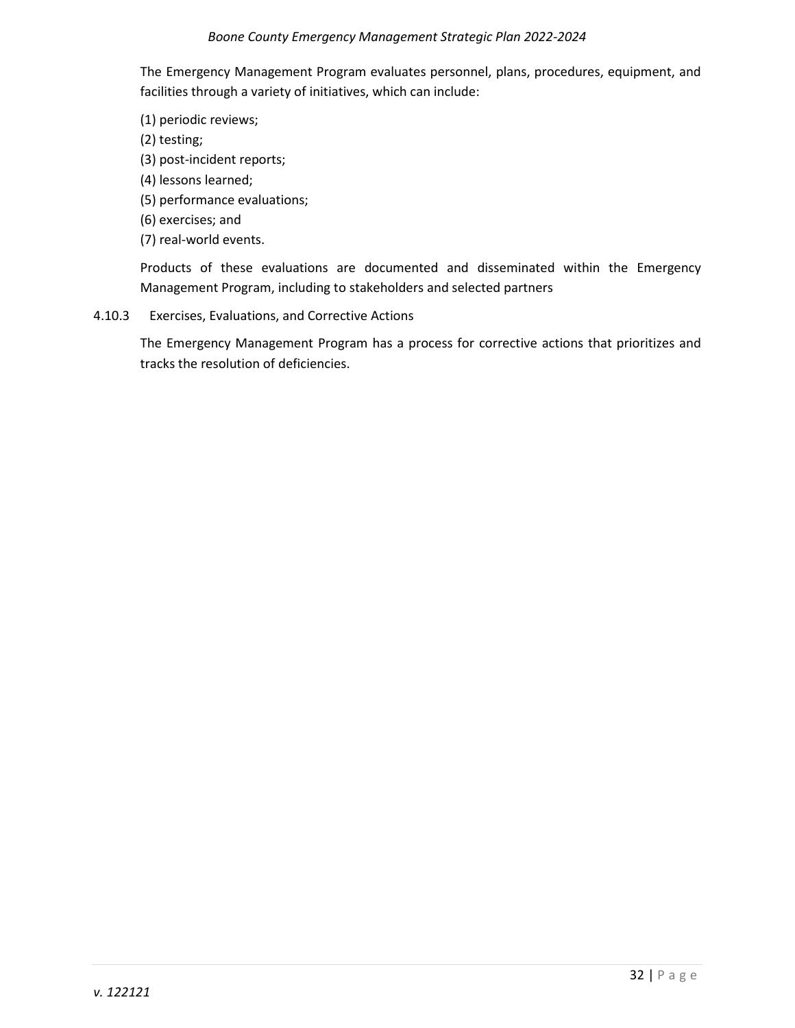The Emergency Management Program evaluates personnel, plans, procedures, equipment, and facilities through a variety of initiatives, which can include:

(1) periodic reviews;
(2) testing;
(3) post-incident reports;
(4) lessons learned;
(5) performance evaluations;
(6) exercises; and
(7) real-world events.

Products of these evaluations are documented and disseminated within the Emergency Management Program, including to stakeholders and selected partners

#### 4.10.3 Exercises, Evaluations, and Corrective Actions

The Emergency Management Program has a process for corrective actions that prioritizes and tracks the resolution of deficiencies.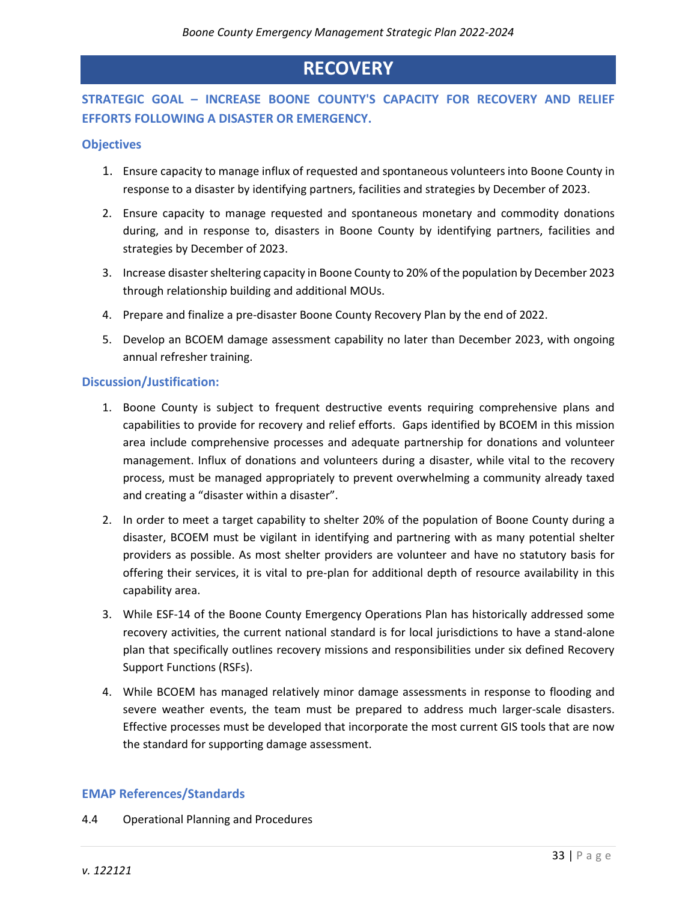# RECOVERY

## STRATEGIC GOAL – INCREASE BOONE COUNTY'S CAPACITY FOR RECOVERY AND RELIEF EFFORTS FOLLOWING A DISASTER OR EMERGENCY.

### Objectives

1. Ensure capacity to manage influx of requested and spontaneous volunteers into Boone County in response to a disaster by identifying partners, facilities and strategies by December of 2023.
2. Ensure capacity to manage requested and spontaneous monetary and commodity donations during, and in response to, disasters in Boone County by identifying partners, facilities and strategies by December of 2023.
3. Increase disaster sheltering capacity in Boone County to 20% of the population by December 2023 through relationship building and additional MOUs.
4. Prepare and finalize a pre-disaster Boone County Recovery Plan by the end of 2022.
5. Develop an BCOEM damage assessment capability no later than December 2023, with ongoing annual refresher training.

### Discussion/Justification:

1. Boone County is subject to frequent destructive events requiring comprehensive plans and capabilities to provide for recovery and relief efforts. Gaps identified by BCOEM in this mission area include comprehensive processes and adequate partnership for donations and volunteer management. Influx of donations and volunteers during a disaster, while vital to the recovery process, must be managed appropriately to prevent overwhelming a community already taxed and creating a "disaster within a disaster".
2. In order to meet a target capability to shelter 20% of the population of Boone County during a disaster, BCOEM must be vigilant in identifying and partnering with as many potential shelter providers as possible. As most shelter providers are volunteer and have no statutory basis for offering their services, it is vital to pre-plan for additional depth of resource availability in this capability area.
3. While ESF-14 of the Boone County Emergency Operations Plan has historically addressed some recovery activities, the current national standard is for local jurisdictions to have a stand-alone plan that specifically outlines recovery missions and responsibilities under six defined Recovery Support Functions (RSFs).
4. While BCOEM has managed relatively minor damage assessments in response to flooding and severe weather events, the team must be prepared to address much larger-scale disasters. Effective processes must be developed that incorporate the most current GIS tools that are now the standard for supporting damage assessment.

### EMAP References/Standards

4.4 Operational Planning and Procedures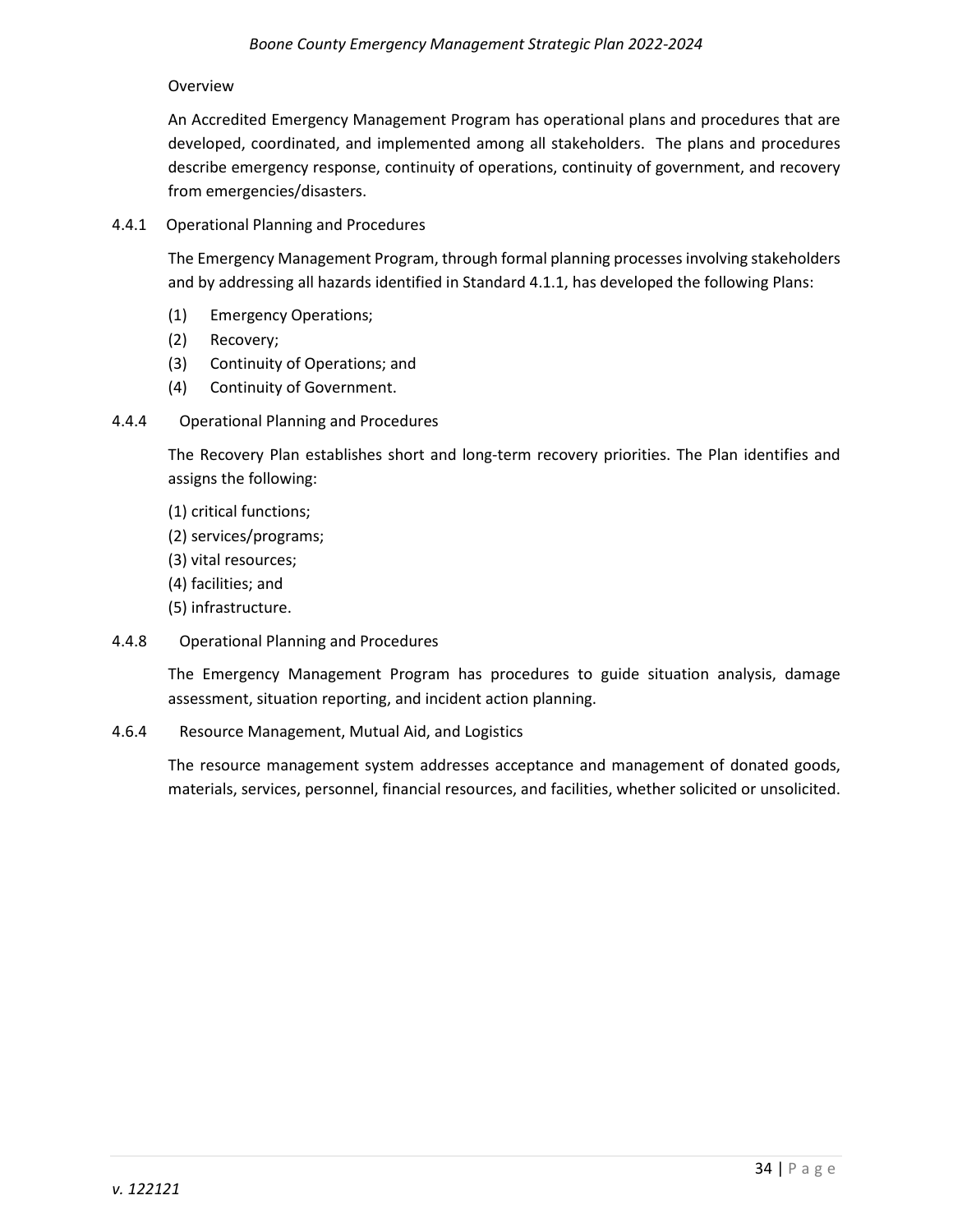Overview

An Accredited Emergency Management Program has operational plans and procedures that are developed, coordinated, and implemented among all stakeholders. The plans and procedures describe emergency response, continuity of operations, continuity of government, and recovery from emergencies/disasters.

4.4.1 Operational Planning and Procedures

The Emergency Management Program, through formal planning processes involving stakeholders and by addressing all hazards identified in Standard 4.1.1, has developed the following Plans:

(1) Emergency Operations;
(2) Recovery;
(3) Continuity of Operations; and
(4) Continuity of Government.

4.4.4 Operational Planning and Procedures

The Recovery Plan establishes short and long-term recovery priorities. The Plan identifies and assigns the following:

(1) critical functions;
(2) services/programs;
(3) vital resources;
(4) facilities; and
(5) infrastructure.

4.4.8 Operational Planning and Procedures

The Emergency Management Program has procedures to guide situation analysis, damage assessment, situation reporting, and incident action planning.

4.6.4 Resource Management, Mutual Aid, and Logistics

The resource management system addresses acceptance and management of donated goods, materials, services, personnel, financial resources, and facilities, whether solicited or unsolicited.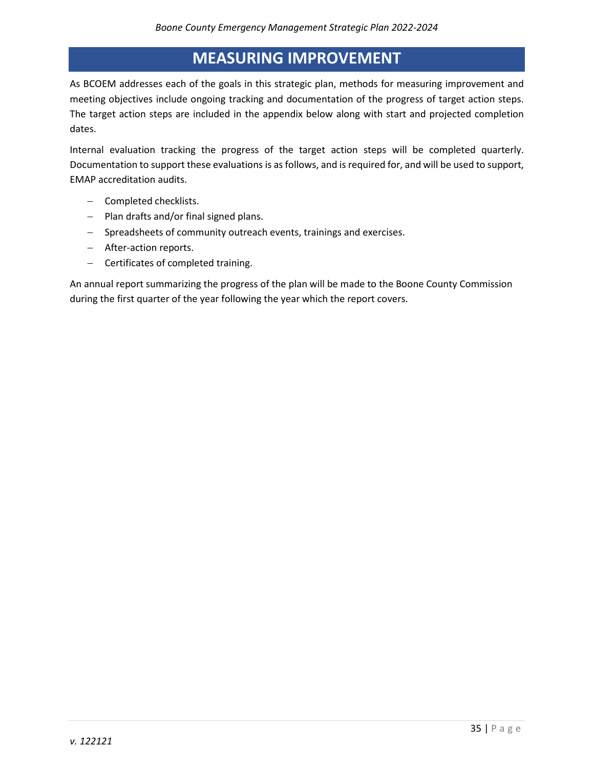# MEASURING IMPROVEMENT

As BCOEM addresses each of the goals in this strategic plan, methods for measuring improvement and meeting objectives include ongoing tracking and documentation of the progress of target action steps. The target action steps are included in the appendix below along with start and projected completion dates.

Internal evaluation tracking the progress of the target action steps will be completed quarterly. Documentation to support these evaluations is as follows, and is required for, and will be used to support, EMAP accreditation audits.

- Completed checklists.
- Plan drafts and/or final signed plans.
- Spreadsheets of community outreach events, trainings and exercises.
- After-action reports.
- Certificates of completed training.

An annual report summarizing the progress of the plan will be made to the Boone County Commission during the first quarter of the year following the year which the report covers.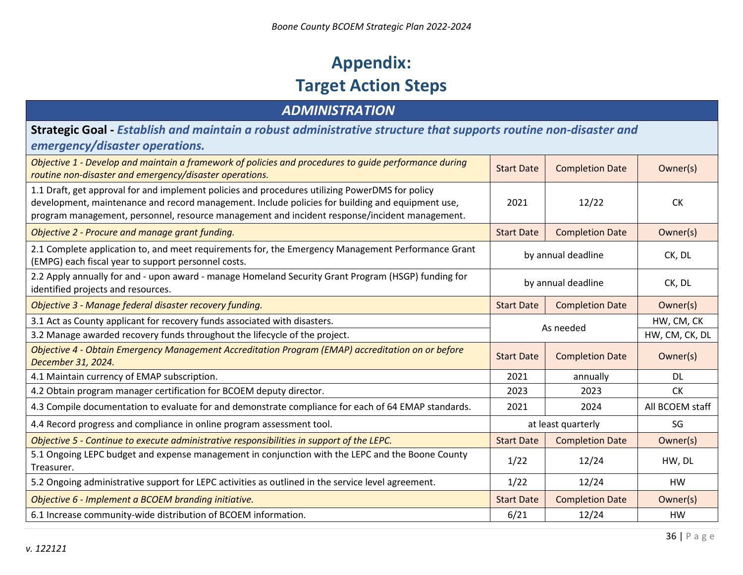# Appendix:
# Target Action Steps

| ***ADMINISTRATION*** | | | |
|---|---|---|---|
| **Strategic Goal -** ***Establish and maintain a robust administrative structure that supports routine non-disaster and emergency/disaster operations.*** | | | |
| *Objective 1 - Develop and maintain a framework of policies and procedures to guide performance during routine non-disaster and emergency/disaster operations.* | Start Date | Completion Date | Owner(s) |
| 1.1 Draft, get approval for and implement policies and procedures utilizing PowerDMS for policy development, maintenance and record management. Include policies for building and equipment use, program management, personnel, resource management and incident response/incident management. | 2021 | 12/22 | CK |
| *Objective 2 - Procure and manage grant funding.* | Start Date | Completion Date | Owner(s) |
| 2.1 Complete application to, and meet requirements for, the Emergency Management Performance Grant (EMPG) each fiscal year to support personnel costs. | by annual deadline | | CK, DL |
| 2.2 Apply annually for and - upon award - manage Homeland Security Grant Program (HSGP) funding for identified projects and resources. | by annual deadline | | CK, DL |
| *Objective 3 - Manage federal disaster recovery funding.* | Start Date | Completion Date | Owner(s) |
| 3.1 Act as County applicant for recovery funds associated with disasters. | As needed | | HW, CM, CK |
| 3.2 Manage awarded recovery funds throughout the lifecycle of the project. | As needed | | HW, CM, CK, DL |
| *Objective 4 - Obtain Emergency Management Accreditation Program (EMAP) accreditation on or before December 31, 2024.* | Start Date | Completion Date | Owner(s) |
| 4.1 Maintain currency of EMAP subscription. | 2021 | annually | DL |
| 4.2 Obtain program manager certification for BCOEM deputy director. | 2023 | 2023 | CK |
| 4.3 Compile documentation to evaluate for and demonstrate compliance for each of 64 EMAP standards. | 2021 | 2024 | All BCOEM staff |
| 4.4 Record progress and compliance in online program assessment tool. | at least quarterly | | SG |
| *Objective 5 - Continue to execute administrative responsibilities in support of the LEPC.* | Start Date | Completion Date | Owner(s) |
| 5.1 Ongoing LEPC budget and expense management in conjunction with the LEPC and the Boone County Treasurer. | 1/22 | 12/24 | HW, DL |
| 5.2 Ongoing administrative support for LEPC activities as outlined in the service level agreement. | 1/22 | 12/24 | HW |
| *Objective 6 - Implement a BCOEM branding initiative.* | Start Date | Completion Date | Owner(s) |
| 6.1 Increase community-wide distribution of BCOEM information. | 6/21 | 12/24 | HW |

*v. 122121*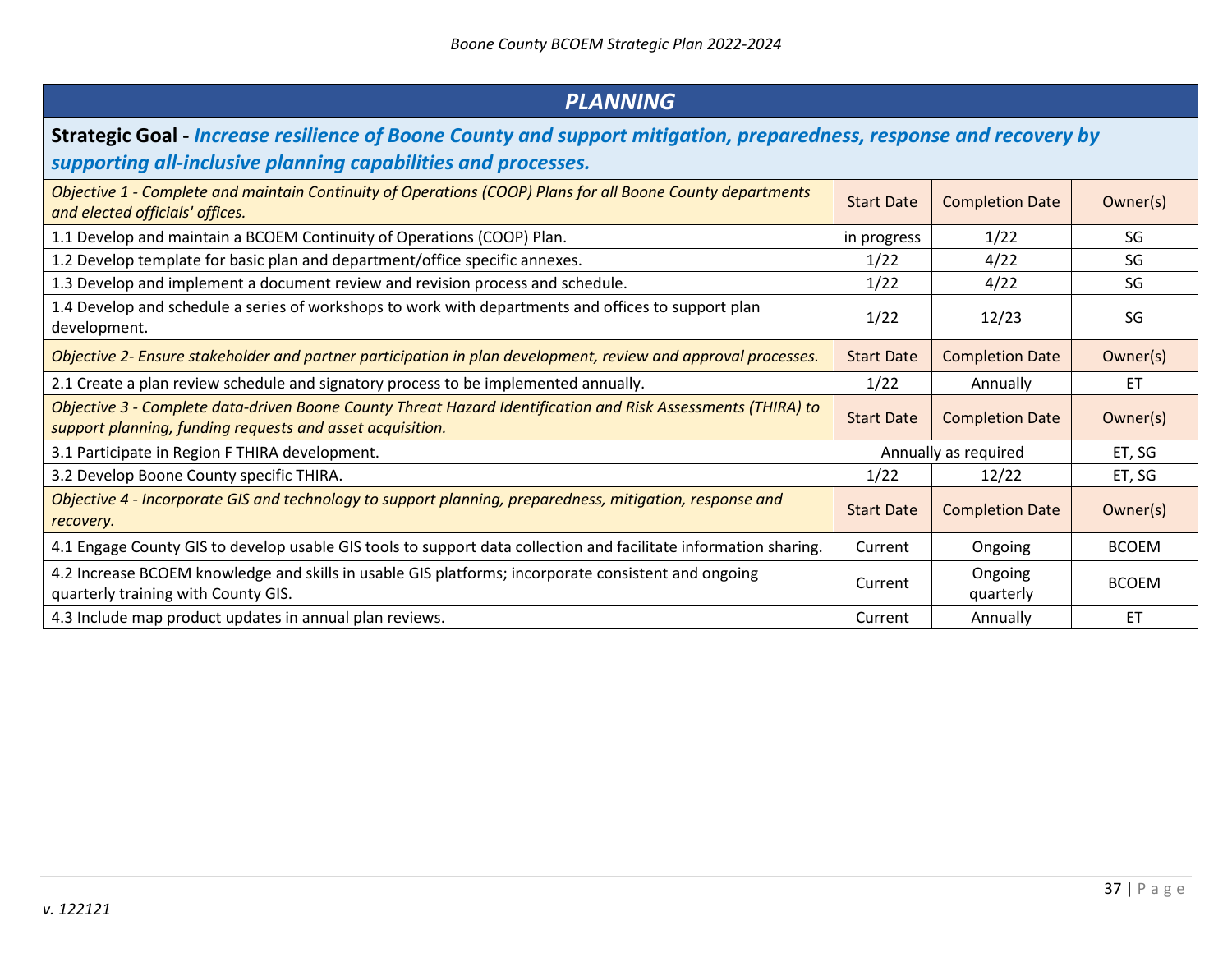## PLANNING

**Strategic Goal -** ***Increase resilience of Boone County and support mitigation, preparedness, response and recovery by supporting all-inclusive planning capabilities and processes.***

| *Objective 1 - Complete and maintain Continuity of Operations (COOP) Plans for all Boone County departments and elected officials' offices.* | Start Date | Completion Date | Owner(s) |
|---|---|---|---|
| 1.1 Develop and maintain a BCOEM Continuity of Operations (COOP) Plan. | in progress | 1/22 | SG |
| 1.2 Develop template for basic plan and department/office specific annexes. | 1/22 | 4/22 | SG |
| 1.3 Develop and implement a document review and revision process and schedule. | 1/22 | 4/22 | SG |
| 1.4 Develop and schedule a series of workshops to work with departments and offices to support plan development. | 1/22 | 12/23 | SG |
| *Objective 2- Ensure stakeholder and partner participation in plan development, review and approval processes.* | Start Date | Completion Date | Owner(s) |
| 2.1 Create a plan review schedule and signatory process to be implemented annually. | 1/22 | Annually | ET |
| *Objective 3 - Complete data-driven Boone County Threat Hazard Identification and Risk Assessments (THIRA) to support planning, funding requests and asset acquisition.* | Start Date | Completion Date | Owner(s) |
| 3.1 Participate in Region F THIRA development. | Annually as required | | ET, SG |
| 3.2 Develop Boone County specific THIRA. | 1/22 | 12/22 | ET, SG |
| *Objective 4 - Incorporate GIS and technology to support planning, preparedness, mitigation, response and recovery.* | Start Date | Completion Date | Owner(s) |
| 4.1 Engage County GIS to develop usable GIS tools to support data collection and facilitate information sharing. | Current | Ongoing | BCOEM |
| 4.2 Increase BCOEM knowledge and skills in usable GIS platforms; incorporate consistent and ongoing quarterly training with County GIS. | Current | Ongoing quarterly | BCOEM |
| 4.3 Include map product updates in annual plan reviews. | Current | Annually | ET |

*v. 122121*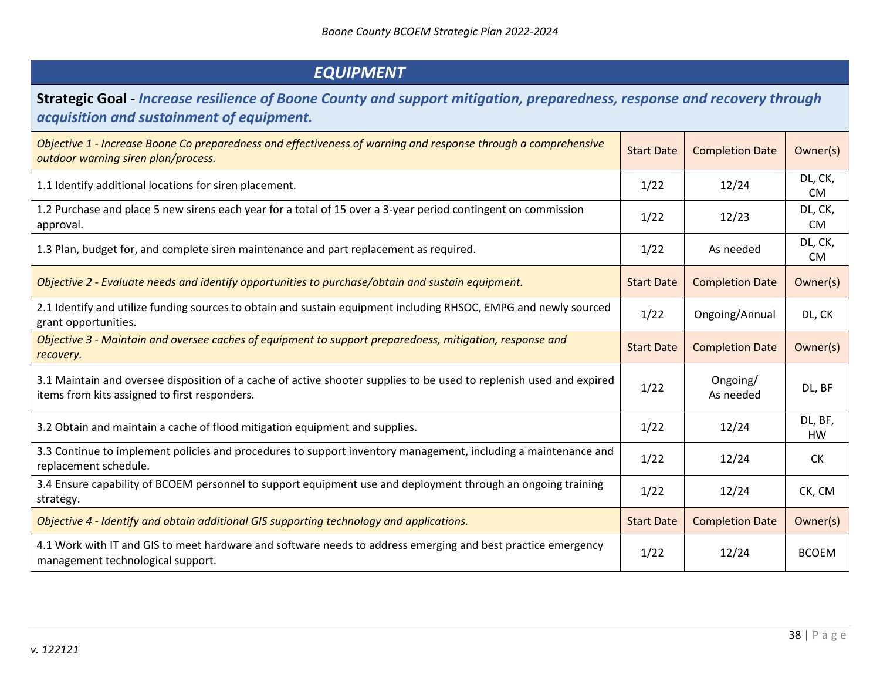## *EQUIPMENT*

**Strategic Goal -** ***Increase resilience of Boone County and support mitigation, preparedness, response and recovery through acquisition and sustainment of equipment.***

| *Objective 1 - Increase Boone Co preparedness and effectiveness of warning and response through a comprehensive outdoor warning siren plan/process.* | Start Date | Completion Date | Owner(s) |
|---|---|---|---|
| 1.1 Identify additional locations for siren placement. | 1/22 | 12/24 | DL, CK, CM |
| 1.2 Purchase and place 5 new sirens each year for a total of 15 over a 3-year period contingent on commission approval. | 1/22 | 12/23 | DL, CK, CM |
| 1.3 Plan, budget for, and complete siren maintenance and part replacement as required. | 1/22 | As needed | DL, CK, CM |
| *Objective 2 - Evaluate needs and identify opportunities to purchase/obtain and sustain equipment.* | Start Date | Completion Date | Owner(s) |
| 2.1 Identify and utilize funding sources to obtain and sustain equipment including RHSOC, EMPG and newly sourced grant opportunities. | 1/22 | Ongoing/Annual | DL, CK |
| *Objective 3 - Maintain and oversee caches of equipment to support preparedness, mitigation, response and recovery.* | Start Date | Completion Date | Owner(s) |
| 3.1 Maintain and oversee disposition of a cache of active shooter supplies to be used to replenish used and expired items from kits assigned to first responders. | 1/22 | Ongoing/ As needed | DL, BF |
| 3.2 Obtain and maintain a cache of flood mitigation equipment and supplies. | 1/22 | 12/24 | DL, BF, HW |
| 3.3 Continue to implement policies and procedures to support inventory management, including a maintenance and replacement schedule. | 1/22 | 12/24 | CK |
| 3.4 Ensure capability of BCOEM personnel to support equipment use and deployment through an ongoing training strategy. | 1/22 | 12/24 | CK, CM |
| *Objective 4 - Identify and obtain additional GIS supporting technology and applications.* | Start Date | Completion Date | Owner(s) |
| 4.1 Work with IT and GIS to meet hardware and software needs to address emerging and best practice emergency management technological support. | 1/22 | 12/24 | BCOEM |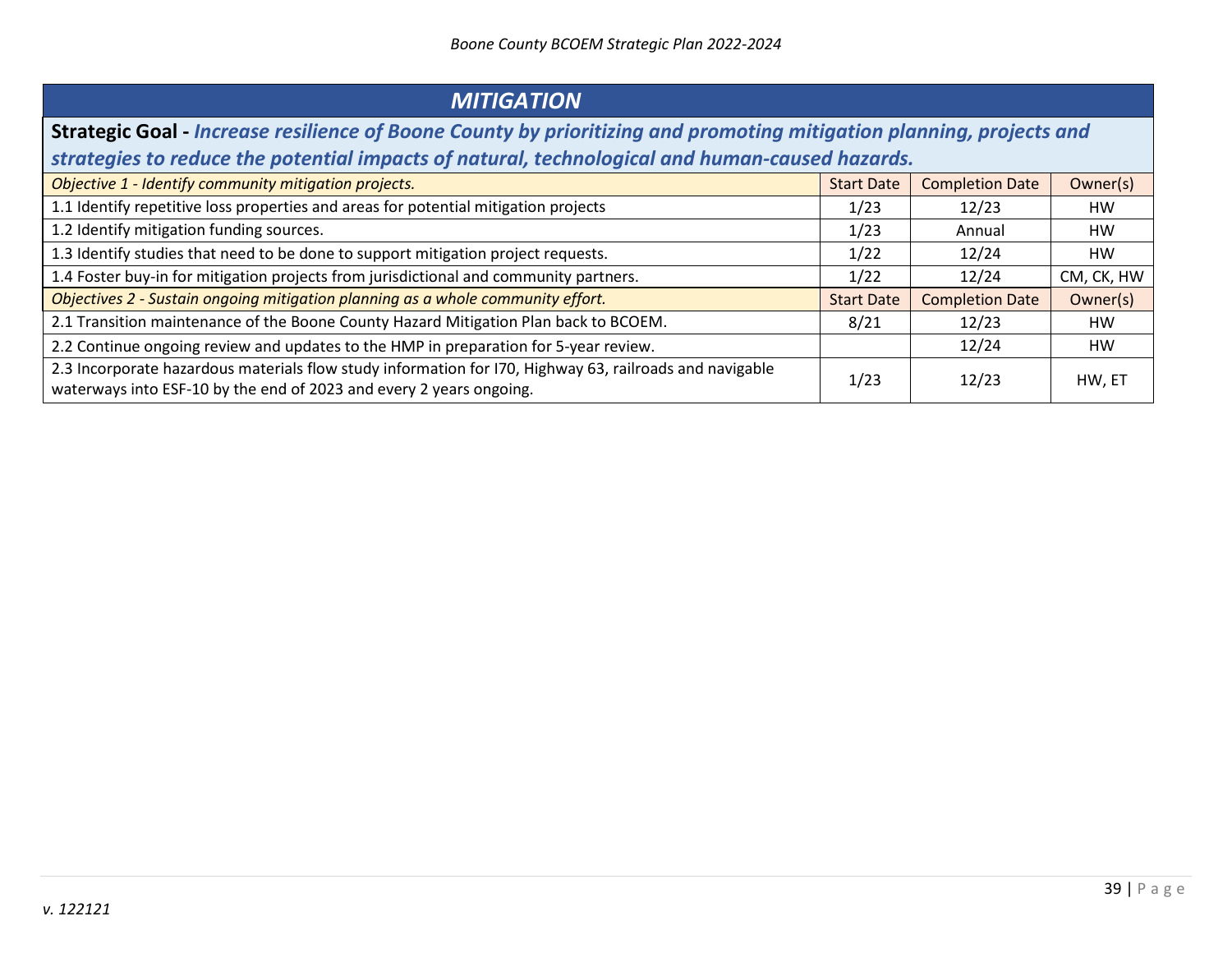## MITIGATION

**Strategic Goal -** ***Increase resilience of Boone County by prioritizing and promoting mitigation planning, projects and strategies to reduce the potential impacts of natural, technological and human-caused hazards.***

| *Objective 1 - Identify community mitigation projects.* | Start Date | Completion Date | Owner(s) |
|---|---|---|---|
| 1.1 Identify repetitive loss properties and areas for potential mitigation projects | 1/23 | 12/23 | HW |
| 1.2 Identify mitigation funding sources. | 1/23 | Annual | HW |
| 1.3 Identify studies that need to be done to support mitigation project requests. | 1/22 | 12/24 | HW |
| 1.4 Foster buy-in for mitigation projects from jurisdictional and community partners. | 1/22 | 12/24 | CM, CK, HW |
| *Objectives 2 - Sustain ongoing mitigation planning as a whole community effort.* | Start Date | Completion Date | Owner(s) |
| 2.1 Transition maintenance of the Boone County Hazard Mitigation Plan back to BCOEM. | 8/21 | 12/23 | HW |
| 2.2 Continue ongoing review and updates to the HMP in preparation for 5-year review. | | 12/24 | HW |
| 2.3 Incorporate hazardous materials flow study information for I70, Highway 63, railroads and navigable waterways into ESF-10 by the end of 2023 and every 2 years ongoing. | 1/23 | 12/23 | HW, ET |

*v. 122121*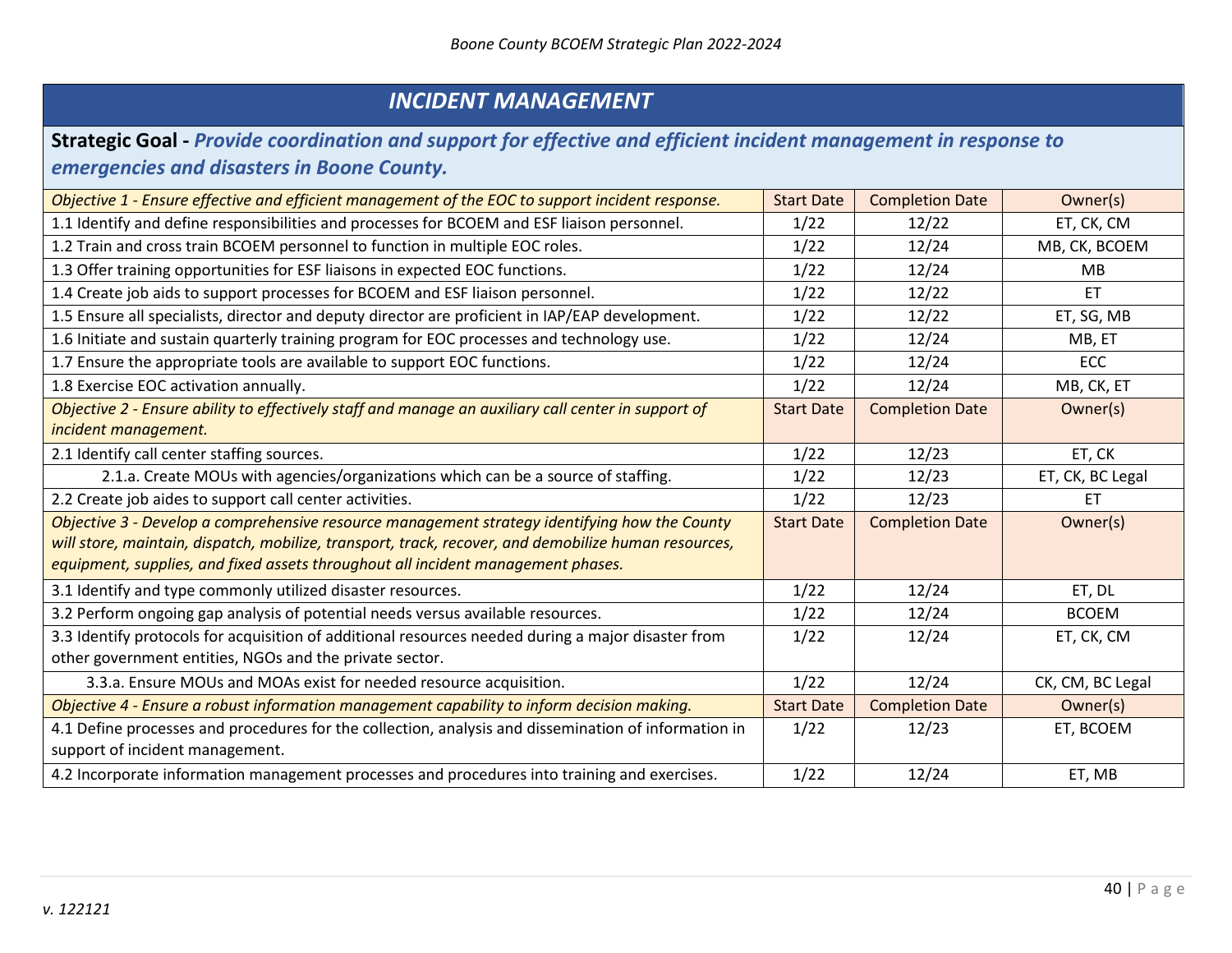## INCIDENT MANAGEMENT

**Strategic Goal -** ***Provide coordination and support for effective and efficient incident management in response to emergencies and disasters in Boone County.***

| *Objective 1 - Ensure effective and efficient management of the EOC to support incident response.* | Start Date | Completion Date | Owner(s) |
|---|---|---|---|
| 1.1 Identify and define responsibilities and processes for BCOEM and ESF liaison personnel. | 1/22 | 12/22 | ET, CK, CM |
| 1.2 Train and cross train BCOEM personnel to function in multiple EOC roles. | 1/22 | 12/24 | MB, CK, BCOEM |
| 1.3 Offer training opportunities for ESF liaisons in expected EOC functions. | 1/22 | 12/24 | MB |
| 1.4 Create job aids to support processes for BCOEM and ESF liaison personnel. | 1/22 | 12/22 | ET |
| 1.5 Ensure all specialists, director and deputy director are proficient in IAP/EAP development. | 1/22 | 12/22 | ET, SG, MB |
| 1.6 Initiate and sustain quarterly training program for EOC processes and technology use. | 1/22 | 12/24 | MB, ET |
| 1.7 Ensure the appropriate tools are available to support EOC functions. | 1/22 | 12/24 | ECC |
| 1.8 Exercise EOC activation annually. | 1/22 | 12/24 | MB, CK, ET |
| *Objective 2 - Ensure ability to effectively staff and manage an auxiliary call center in support of incident management.* | Start Date | Completion Date | Owner(s) |
| 2.1 Identify call center staffing sources. | 1/22 | 12/23 | ET, CK |
| 2.1.a. Create MOUs with agencies/organizations which can be a source of staffing. | 1/22 | 12/23 | ET, CK, BC Legal |
| 2.2 Create job aides to support call center activities. | 1/22 | 12/23 | ET |
| *Objective 3 - Develop a comprehensive resource management strategy identifying how the County will store, maintain, dispatch, mobilize, transport, track, recover, and demobilize human resources, equipment, supplies, and fixed assets throughout all incident management phases.* | Start Date | Completion Date | Owner(s) |
| 3.1 Identify and type commonly utilized disaster resources. | 1/22 | 12/24 | ET, DL |
| 3.2 Perform ongoing gap analysis of potential needs versus available resources. | 1/22 | 12/24 | BCOEM |
| 3.3 Identify protocols for acquisition of additional resources needed during a major disaster from other government entities, NGOs and the private sector. | 1/22 | 12/24 | ET, CK, CM |
| 3.3.a. Ensure MOUs and MOAs exist for needed resource acquisition. | 1/22 | 12/24 | CK, CM, BC Legal |
| *Objective 4 - Ensure a robust information management capability to inform decision making.* | Start Date | Completion Date | Owner(s) |
| 4.1 Define processes and procedures for the collection, analysis and dissemination of information in support of incident management. | 1/22 | 12/23 | ET, BCOEM |
| 4.2 Incorporate information management processes and procedures into training and exercises. | 1/22 | 12/24 | ET, MB |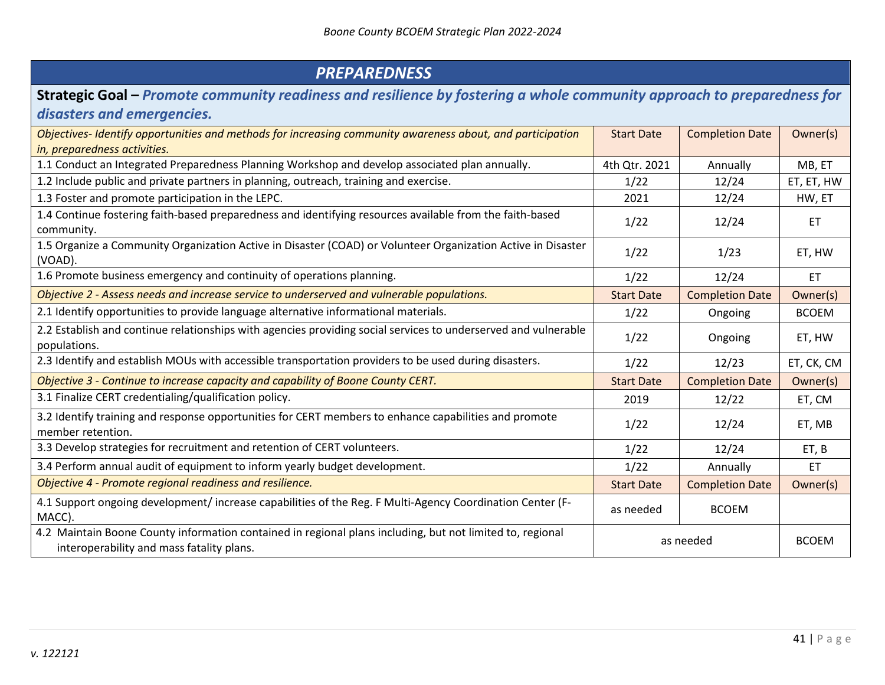## *PREPAREDNESS*

**Strategic Goal –** ***Promote community readiness and resilience by fostering a whole community approach to preparedness for disasters and emergencies.***

| *Objectives- Identify opportunities and methods for increasing community awareness about, and participation in, preparedness activities.* | Start Date | Completion Date | Owner(s) |
|---|---|---|---|
| 1.1 Conduct an Integrated Preparedness Planning Workshop and develop associated plan annually. | 4th Qtr. 2021 | Annually | MB, ET |
| 1.2 Include public and private partners in planning, outreach, training and exercise. | 1/22 | 12/24 | ET, ET, HW |
| 1.3 Foster and promote participation in the LEPC. | 2021 | 12/24 | HW, ET |
| 1.4 Continue fostering faith-based preparedness and identifying resources available from the faith-based community. | 1/22 | 12/24 | ET |
| 1.5 Organize a Community Organization Active in Disaster (COAD) or Volunteer Organization Active in Disaster (VOAD). | 1/22 | 1/23 | ET, HW |
| 1.6 Promote business emergency and continuity of operations planning. | 1/22 | 12/24 | ET |
| *Objective 2 - Assess needs and increase service to underserved and vulnerable populations.* | Start Date | Completion Date | Owner(s) |
| 2.1 Identify opportunities to provide language alternative informational materials. | 1/22 | Ongoing | BCOEM |
| 2.2 Establish and continue relationships with agencies providing social services to underserved and vulnerable populations. | 1/22 | Ongoing | ET, HW |
| 2.3 Identify and establish MOUs with accessible transportation providers to be used during disasters. | 1/22 | 12/23 | ET, CK, CM |
| *Objective 3 - Continue to increase capacity and capability of Boone County CERT.* | Start Date | Completion Date | Owner(s) |
| 3.1 Finalize CERT credentialing/qualification policy. | 2019 | 12/22 | ET, CM |
| 3.2 Identify training and response opportunities for CERT members to enhance capabilities and promote member retention. | 1/22 | 12/24 | ET, MB |
| 3.3 Develop strategies for recruitment and retention of CERT volunteers. | 1/22 | 12/24 | ET, B |
| 3.4 Perform annual audit of equipment to inform yearly budget development. | 1/22 | Annually | ET |
| *Objective 4 - Promote regional readiness and resilience.* | Start Date | Completion Date | Owner(s) |
| 4.1 Support ongoing development/ increase capabilities of the Reg. F Multi-Agency Coordination Center (F-MACC). | as needed | BCOEM | |
| 4.2 Maintain Boone County information contained in regional plans including, but not limited to, regional interoperability and mass fatality plans. | as needed | | BCOEM |

*v. 122121*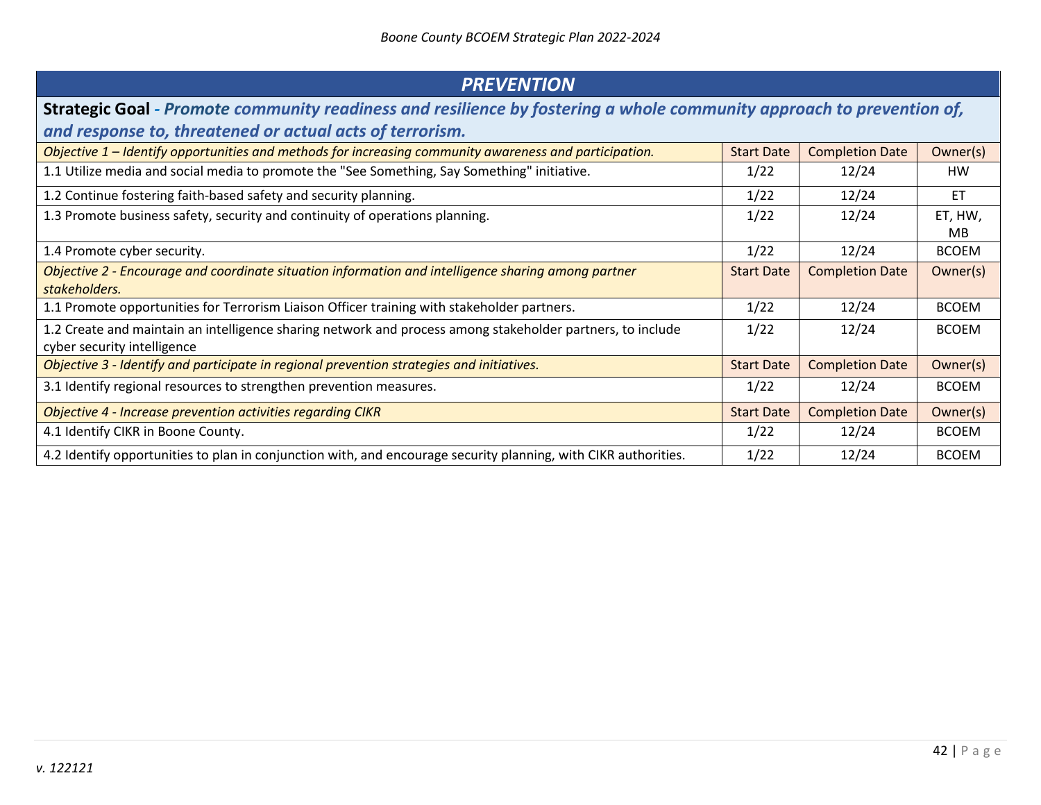## PREVENTION

**Strategic Goal** ***- Promote community readiness and resilience by fostering a whole community approach to prevention of, and response to, threatened or actual acts of terrorism.***

| *Objective 1 – Identify opportunities and methods for increasing community awareness and participation.* | Start Date | Completion Date | Owner(s) |
|---|---|---|---|
| 1.1 Utilize media and social media to promote the "See Something, Say Something" initiative. | 1/22 | 12/24 | HW |
| 1.2 Continue fostering faith-based safety and security planning. | 1/22 | 12/24 | ET |
| 1.3 Promote business safety, security and continuity of operations planning. | 1/22 | 12/24 | ET, HW, MB |
| 1.4 Promote cyber security. | 1/22 | 12/24 | BCOEM |
| *Objective 2 - Encourage and coordinate situation information and intelligence sharing among partner stakeholders.* | Start Date | Completion Date | Owner(s) |
| 1.1 Promote opportunities for Terrorism Liaison Officer training with stakeholder partners. | 1/22 | 12/24 | BCOEM |
| 1.2 Create and maintain an intelligence sharing network and process among stakeholder partners, to include cyber security intelligence | 1/22 | 12/24 | BCOEM |
| *Objective 3 - Identify and participate in regional prevention strategies and initiatives.* | Start Date | Completion Date | Owner(s) |
| 3.1 Identify regional resources to strengthen prevention measures. | 1/22 | 12/24 | BCOEM |
| *Objective 4 - Increase prevention activities regarding CIKR* | Start Date | Completion Date | Owner(s) |
| 4.1 Identify CIKR in Boone County. | 1/22 | 12/24 | BCOEM |
| 4.2 Identify opportunities to plan in conjunction with, and encourage security planning, with CIKR authorities. | 1/22 | 12/24 | BCOEM |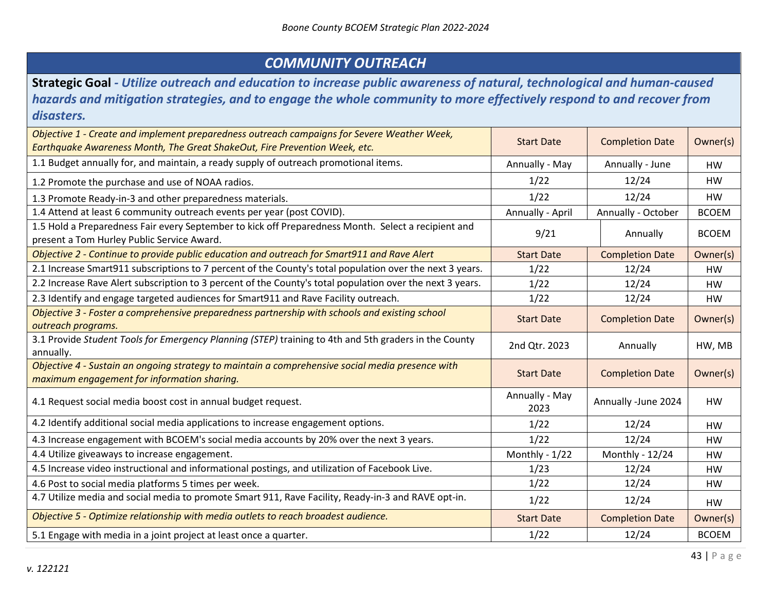## COMMUNITY OUTREACH

**Strategic Goal** - ***Utilize outreach and education to increase public awareness of natural, technological and human-caused hazards and mitigation strategies, and to engage the whole community to more effectively respond to and recover from disasters.***

| *Objective 1 - Create and implement preparedness outreach campaigns for Severe Weather Week, Earthquake Awareness Month, The Great ShakeOut, Fire Prevention Week, etc.* | Start Date | Completion Date | Owner(s) |
|---|---|---|---|
| 1.1 Budget annually for, and maintain, a ready supply of outreach promotional items. | Annually - May | Annually - June | HW |
| 1.2 Promote the purchase and use of NOAA radios. | 1/22 | 12/24 | HW |
| 1.3 Promote Ready-in-3 and other preparedness materials. | 1/22 | 12/24 | HW |
| 1.4 Attend at least 6 community outreach events per year (post COVID). | Annually - April | Annually - October | BCOEM |
| 1.5 Hold a Preparedness Fair every September to kick off Preparedness Month. Select a recipient and present a Tom Hurley Public Service Award. | 9/21 | Annually | BCOEM |
| *Objective 2 - Continue to provide public education and outreach for Smart911 and Rave Alert* | Start Date | Completion Date | Owner(s) |
| 2.1 Increase Smart911 subscriptions to 7 percent of the County's total population over the next 3 years. | 1/22 | 12/24 | HW |
| 2.2 Increase Rave Alert subscription to 3 percent of the County's total population over the next 3 years. | 1/22 | 12/24 | HW |
| 2.3 Identify and engage targeted audiences for Smart911 and Rave Facility outreach. | 1/22 | 12/24 | HW |
| *Objective 3 - Foster a comprehensive preparedness partnership with schools and existing school outreach programs.* | Start Date | Completion Date | Owner(s) |
| 3.1 Provide *Student Tools for Emergency Planning (STEP)* training to 4th and 5th graders in the County annually. | 2nd Qtr. 2023 | Annually | HW, MB |
| *Objective 4 - Sustain an ongoing strategy to maintain a comprehensive social media presence with maximum engagement for information sharing.* | Start Date | Completion Date | Owner(s) |
| 4.1 Request social media boost cost in annual budget request. | Annually - May 2023 | Annually -June 2024 | HW |
| 4.2 Identify additional social media applications to increase engagement options. | 1/22 | 12/24 | HW |
| 4.3 Increase engagement with BCOEM's social media accounts by 20% over the next 3 years. | 1/22 | 12/24 | HW |
| 4.4 Utilize giveaways to increase engagement. | Monthly - 1/22 | Monthly - 12/24 | HW |
| 4.5 Increase video instructional and informational postings, and utilization of Facebook Live. | 1/23 | 12/24 | HW |
| 4.6 Post to social media platforms 5 times per week. | 1/22 | 12/24 | HW |
| 4.7 Utilize media and social media to promote Smart 911, Rave Facility, Ready-in-3 and RAVE opt-in. | 1/22 | 12/24 | HW |
| *Objective 5 - Optimize relationship with media outlets to reach broadest audience.* | Start Date | Completion Date | Owner(s) |
| 5.1 Engage with media in a joint project at least once a quarter. | 1/22 | 12/24 | BCOEM |

*v. 122121*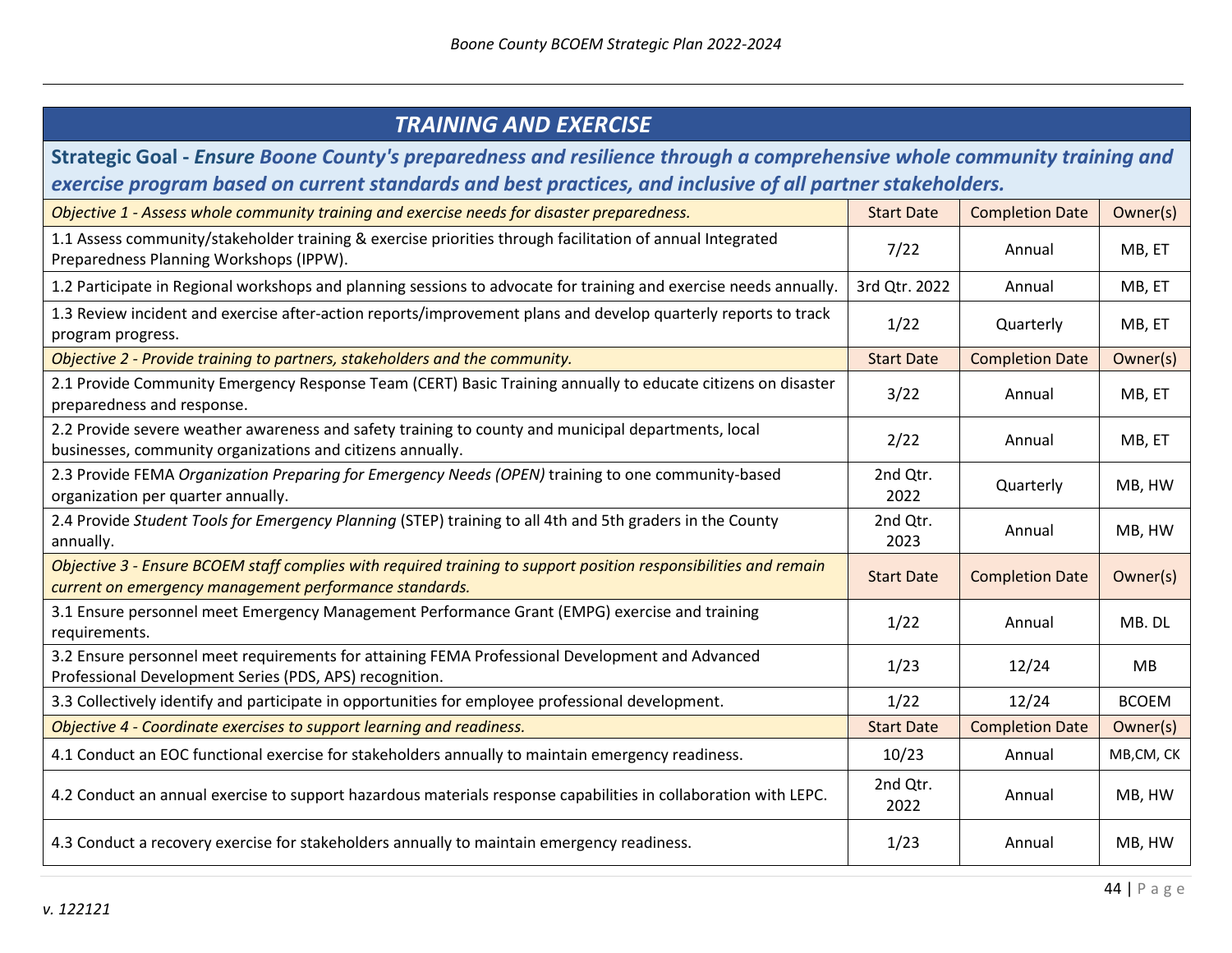## TRAINING AND EXERCISE

**Strategic Goal -** ***Ensure Boone County's preparedness and resilience through a comprehensive whole community training and exercise program based on current standards and best practices, and inclusive of all partner stakeholders.***

| *Objective 1 - Assess whole community training and exercise needs for disaster preparedness.* | Start Date | Completion Date | Owner(s) |
|---|---|---|---|
| 1.1 Assess community/stakeholder training & exercise priorities through facilitation of annual Integrated Preparedness Planning Workshops (IPPW). | 7/22 | Annual | MB, ET |
| 1.2 Participate in Regional workshops and planning sessions to advocate for training and exercise needs annually. | 3rd Qtr. 2022 | Annual | MB, ET |
| 1.3 Review incident and exercise after-action reports/improvement plans and develop quarterly reports to track program progress. | 1/22 | Quarterly | MB, ET |
| *Objective 2 - Provide training to partners, stakeholders and the community.* | Start Date | Completion Date | Owner(s) |
| 2.1 Provide Community Emergency Response Team (CERT) Basic Training annually to educate citizens on disaster preparedness and response. | 3/22 | Annual | MB, ET |
| 2.2 Provide severe weather awareness and safety training to county and municipal departments, local businesses, community organizations and citizens annually. | 2/22 | Annual | MB, ET |
| 2.3 Provide FEMA *Organization Preparing for Emergency Needs (OPEN)* training to one community-based organization per quarter annually. | 2nd Qtr. 2022 | Quarterly | MB, HW |
| 2.4 Provide *Student Tools for Emergency Planning* (STEP) training to all 4th and 5th graders in the County annually. | 2nd Qtr. 2023 | Annual | MB, HW |
| *Objective 3 - Ensure BCOEM staff complies with required training to support position responsibilities and remain current on emergency management performance standards.* | Start Date | Completion Date | Owner(s) |
| 3.1 Ensure personnel meet Emergency Management Performance Grant (EMPG) exercise and training requirements. | 1/22 | Annual | MB. DL |
| 3.2 Ensure personnel meet requirements for attaining FEMA Professional Development and Advanced Professional Development Series (PDS, APS) recognition. | 1/23 | 12/24 | MB |
| 3.3 Collectively identify and participate in opportunities for employee professional development. | 1/22 | 12/24 | BCOEM |
| *Objective 4 - Coordinate exercises to support learning and readiness.* | Start Date | Completion Date | Owner(s) |
| 4.1 Conduct an EOC functional exercise for stakeholders annually to maintain emergency readiness. | 10/23 | Annual | MB,CM, CK |
| 4.2 Conduct an annual exercise to support hazardous materials response capabilities in collaboration with LEPC. | 2nd Qtr. 2022 | Annual | MB, HW |
| 4.3 Conduct a recovery exercise for stakeholders annually to maintain emergency readiness. | 1/23 | Annual | MB, HW |

*v. 122121*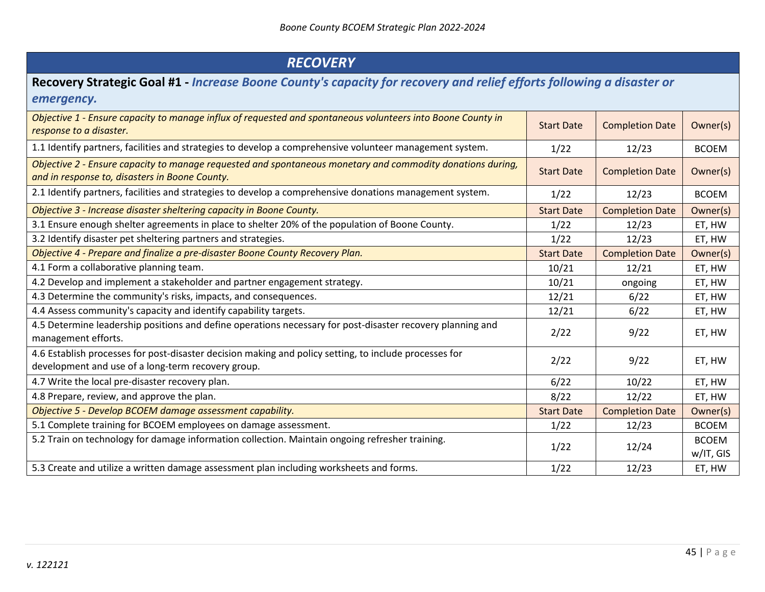## *RECOVERY*

**Recovery Strategic Goal #1 -** ***Increase Boone County's capacity for recovery and relief efforts following a disaster or emergency.***

| *Objective 1 - Ensure capacity to manage influx of requested and spontaneous volunteers into Boone County in response to a disaster.* | Start Date | Completion Date | Owner(s) |
|---|---|---|---|
| 1.1 Identify partners, facilities and strategies to develop a comprehensive volunteer management system. | 1/22 | 12/23 | BCOEM |
| *Objective 2 - Ensure capacity to manage requested and spontaneous monetary and commodity donations during, and in response to, disasters in Boone County.* | Start Date | Completion Date | Owner(s) |
| 2.1 Identify partners, facilities and strategies to develop a comprehensive donations management system. | 1/22 | 12/23 | BCOEM |
| *Objective 3 - Increase disaster sheltering capacity in Boone County.* | Start Date | Completion Date | Owner(s) |
| 3.1 Ensure enough shelter agreements in place to shelter 20% of the population of Boone County. | 1/22 | 12/23 | ET, HW |
| 3.2 Identify disaster pet sheltering partners and strategies. | 1/22 | 12/23 | ET, HW |
| *Objective 4 - Prepare and finalize a pre-disaster Boone County Recovery Plan.* | Start Date | Completion Date | Owner(s) |
| 4.1 Form a collaborative planning team. | 10/21 | 12/21 | ET, HW |
| 4.2 Develop and implement a stakeholder and partner engagement strategy. | 10/21 | ongoing | ET, HW |
| 4.3 Determine the community's risks, impacts, and consequences. | 12/21 | 6/22 | ET, HW |
| 4.4 Assess community's capacity and identify capability targets. | 12/21 | 6/22 | ET, HW |
| 4.5 Determine leadership positions and define operations necessary for post-disaster recovery planning and management efforts. | 2/22 | 9/22 | ET, HW |
| 4.6 Establish processes for post-disaster decision making and policy setting, to include processes for development and use of a long-term recovery group. | 2/22 | 9/22 | ET, HW |
| 4.7 Write the local pre-disaster recovery plan. | 6/22 | 10/22 | ET, HW |
| 4.8 Prepare, review, and approve the plan. | 8/22 | 12/22 | ET, HW |
| *Objective 5 - Develop BCOEM damage assessment capability.* | Start Date | Completion Date | Owner(s) |
| 5.1 Complete training for BCOEM employees on damage assessment. | 1/22 | 12/23 | BCOEM |
| 5.2 Train on technology for damage information collection. Maintain ongoing refresher training. | 1/22 | 12/24 | BCOEM w/IT, GIS |
| 5.3 Create and utilize a written damage assessment plan including worksheets and forms. | 1/22 | 12/23 | ET, HW |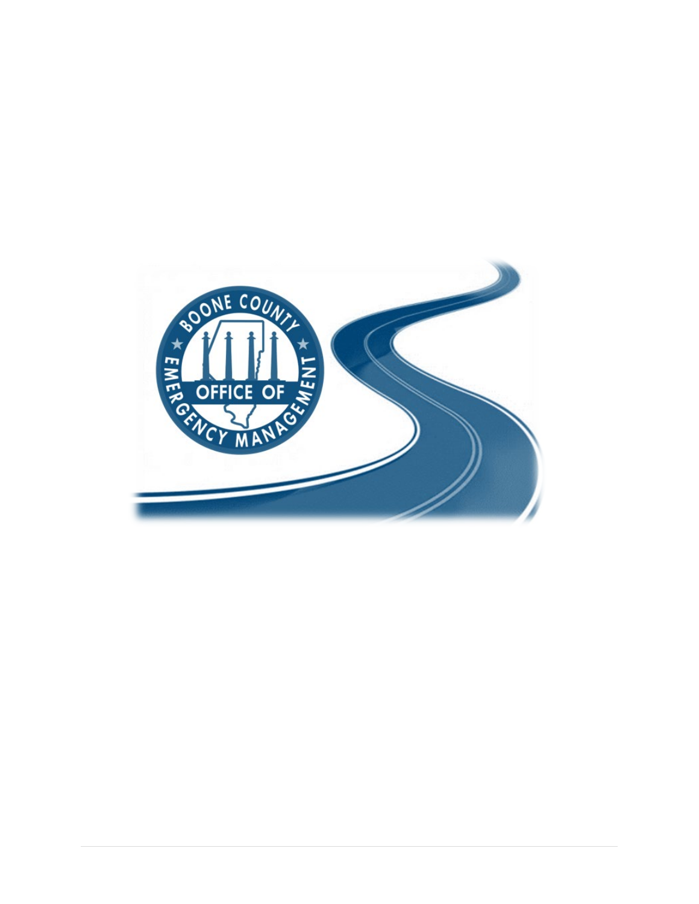BOONE COUNTY

OFFICE OF

EMERGENCY MANAGEMENT